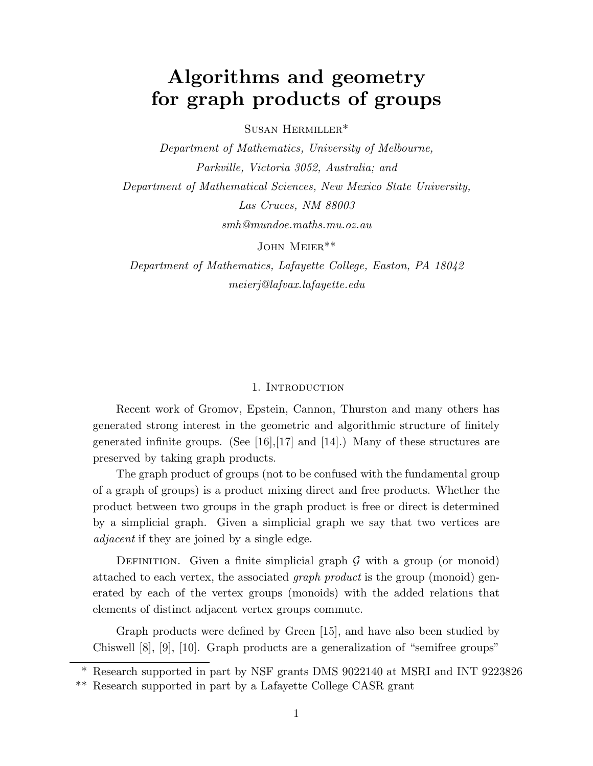# Algorithms and geometry for graph products of groups

Susan Hermiller*

*Department of Mathematics, University of Melbourne, Parkville, Victoria 3052, Australia; and Department of Mathematical Sciences, New Mexico State University, Las Cruces, NM 88003*

*smh@mundoe.maths.mu.oz.au*

John Meier**

*Department of Mathematics, Lafayette College, Easton, PA 18042*

*meierj@lafvax.lafayette.edu*

## 1. Introduction

Recent work of Gromov, Epstein, Cannon, Thurston and many others has generated strong interest in the geometric and algorithmic structure of finitely generated infinite groups. (See [16],[17] and [14].) Many of these structures are preserved by taking graph products.

The graph product of groups (not to be confused with the fundamental group of a graph of groups) is a product mixing direct and free products. Whether the product between two groups in the graph product is free or direct is determined by a simplicial graph. Given a simplicial graph we say that two vertices are *adjacent* if they are joined by a single edge.

Definition. Given a finite simplicial graph $\mathcal{G}$ with a group (or monoid) attached to each vertex, the associated *graph product* is the group (monoid) generated by each of the vertex groups (monoids) with the added relations that elements of distinct adjacent vertex groups commute.

Graph products were defined by Green [15], and have also been studied by Chiswell [8], [9], [10]. Graph products are a generalization of "semifree groups"

---

\* Research supported in part by NSF grants DMS 9022140 at MSRI and INT 9223826

\*\* Research supported in part by a Lafayette College CASR grant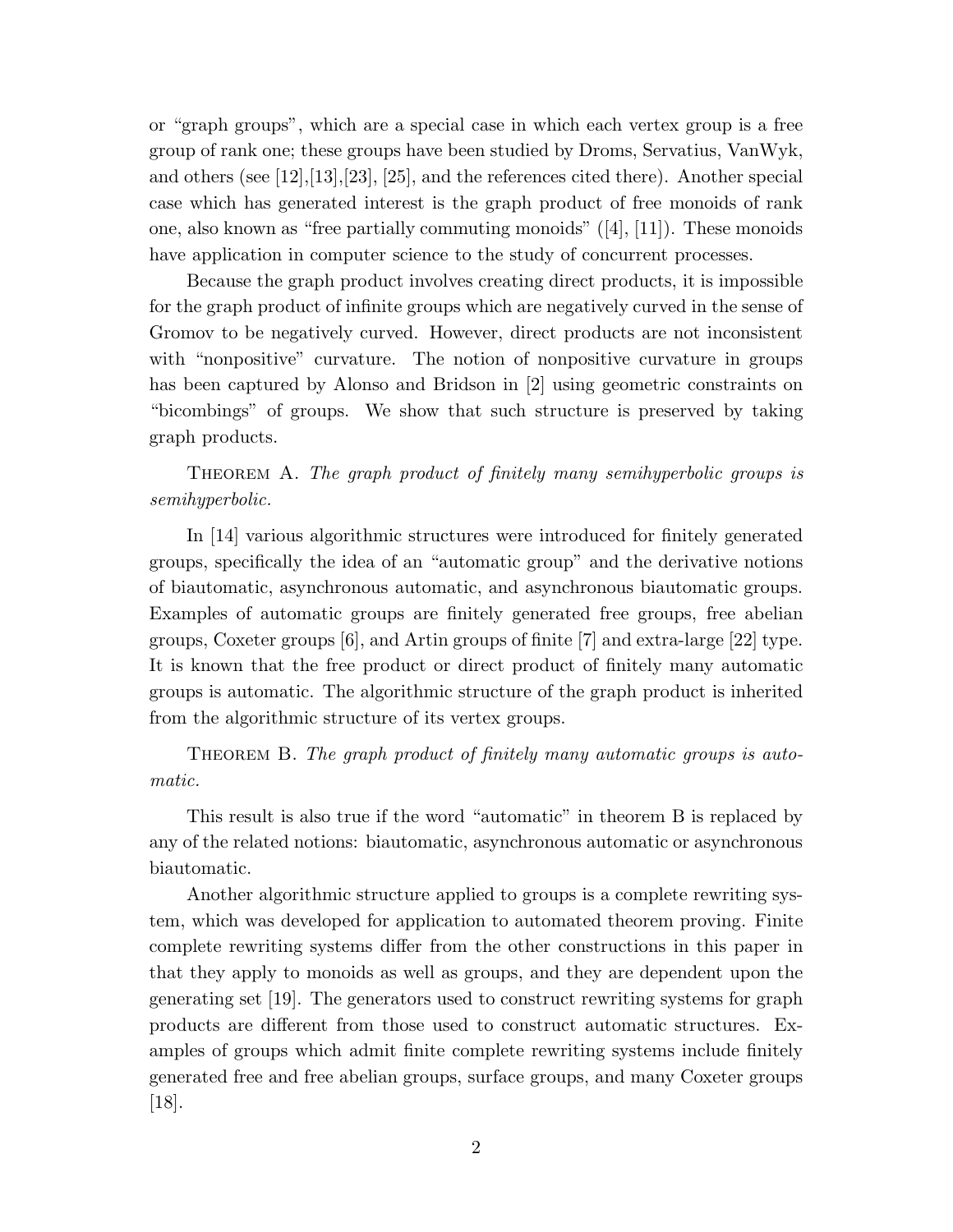or "graph groups", which are a special case in which each vertex group is a free group of rank one; these groups have been studied by Droms, Servatius, VanWyk, and others (see [12],[13],[23], [25], and the references cited there). Another special case which has generated interest is the graph product of free monoids of rank one, also known as "free partially commuting monoids" ([4], [11]). These monoids have application in computer science to the study of concurrent processes.

Because the graph product involves creating direct products, it is impossible for the graph product of infinite groups which are negatively curved in the sense of Gromov to be negatively curved. However, direct products are not inconsistent with "nonpositive" curvature. The notion of nonpositive curvature in groups has been captured by Alonso and Bridson in [2] using geometric constraints on "bicombings" of groups. We show that such structure is preserved by taking graph products.

THEOREM A. *The graph product of finitely many semihyperbolic groups is semihyperbolic.*

In [14] various algorithmic structures were introduced for finitely generated groups, specifically the idea of an "automatic group" and the derivative notions of biautomatic, asynchronous automatic, and asynchronous biautomatic groups. Examples of automatic groups are finitely generated free groups, free abelian groups, Coxeter groups [6], and Artin groups of finite [7] and extra-large [22] type. It is known that the free product or direct product of finitely many automatic groups is automatic. The algorithmic structure of the graph product is inherited from the algorithmic structure of its vertex groups.

THEOREM B. *The graph product of finitely many automatic groups is automatic.*

This result is also true if the word "automatic" in theorem B is replaced by any of the related notions: biautomatic, asynchronous automatic or asynchronous biautomatic.

Another algorithmic structure applied to groups is a complete rewriting system, which was developed for application to automated theorem proving. Finite complete rewriting systems differ from the other constructions in this paper in that they apply to monoids as well as groups, and they are dependent upon the generating set [19]. The generators used to construct rewriting systems for graph products are different from those used to construct automatic structures. Examples of groups which admit finite complete rewriting systems include finitely generated free and free abelian groups, surface groups, and many Coxeter groups [18].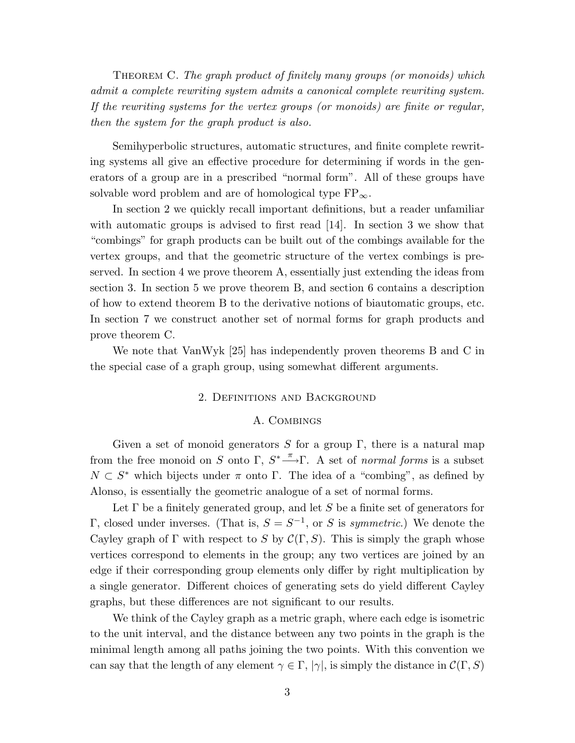Theorem C. *The graph product of finitely many groups (or monoids) which admit a complete rewriting system admits a canonical complete rewriting system. If the rewriting systems for the vertex groups (or monoids) are finite or regular, then the system for the graph product is also.*

Semihyperbolic structures, automatic structures, and finite complete rewriting systems all give an effective procedure for determining if words in the generators of a group are in a prescribed "normal form". All of these groups have solvable word problem and are of homological type $\mathrm{FP}_\infty$.

In section 2 we quickly recall important definitions, but a reader unfamiliar with automatic groups is advised to first read [14]. In section 3 we show that "combings" for graph products can be built out of the combings available for the vertex groups, and that the geometric structure of the vertex combings is preserved. In section 4 we prove theorem A, essentially just extending the ideas from section 3. In section 5 we prove theorem B, and section 6 contains a description of how to extend theorem B to the derivative notions of biautomatic groups, etc. In section 7 we construct another set of normal forms for graph products and prove theorem C.

We note that VanWyk [25] has independently proven theorems B and C in the special case of a graph group, using somewhat different arguments.

## 2. Definitions and Background

### A. Combings

Given a set of monoid generators $S$ for a group $\Gamma$, there is a natural map from the free monoid on $S$ onto $\Gamma$, $S^* \xrightarrow{\pi} \Gamma$. A set of *normal forms* is a subset $N \subset S^*$ which bijects under $\pi$ onto $\Gamma$. The idea of a "combing", as defined by Alonso, is essentially the geometric analogue of a set of normal forms.

Let $\Gamma$ be a finitely generated group, and let $S$ be a finite set of generators for $\Gamma$, closed under inverses. (That is, $S = S^{-1}$, or $S$ is *symmetric*.) We denote the Cayley graph of $\Gamma$ with respect to $S$ by $\mathcal{C}(\Gamma, S)$. This is simply the graph whose vertices correspond to elements in the group; any two vertices are joined by an edge if their corresponding group elements only differ by right multiplication by a single generator. Different choices of generating sets do yield different Cayley graphs, but these differences are not significant to our results.

We think of the Cayley graph as a metric graph, where each edge is isometric to the unit interval, and the distance between any two points in the graph is the minimal length among all paths joining the two points. With this convention we can say that the length of any element $\gamma \in \Gamma$, $|\gamma|$, is simply the distance in $\mathcal{C}(\Gamma, S)$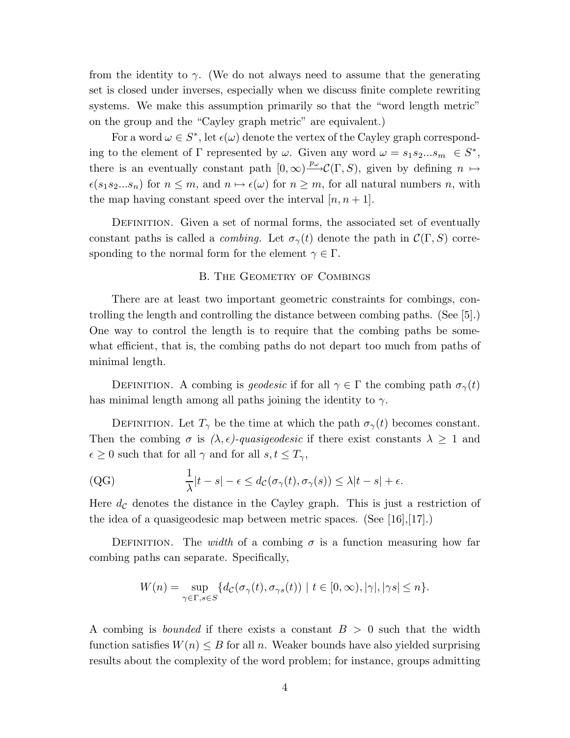from the identity to $\gamma$. (We do not always need to assume that the generating set is closed under inverses, especially when we discuss finite complete rewriting systems. We make this assumption primarily so that the "word length metric" on the group and the "Cayley graph metric" are equivalent.)

For a word $\omega \in S^*$, let $\epsilon(\omega)$ denote the vertex of the Cayley graph corresponding to the element of $\Gamma$ represented by $\omega$. Given any word $\omega = s_1 s_2 ... s_m \in S^*$, there is an eventually constant path $[0, \infty) \xrightarrow{p_\omega} \mathcal{C}(\Gamma, S)$, given by defining $n \mapsto \epsilon(s_1 s_2 ... s_n)$ for $n \leq m$, and $n \mapsto \epsilon(\omega)$ for $n \geq m$, for all natural numbers $n$, with the map having constant speed over the interval $[n, n+1]$.

Definition. Given a set of normal forms, the associated set of eventually constant paths is called a *combing*. Let $\sigma_\gamma(t)$ denote the path in $\mathcal{C}(\Gamma, S)$ corresponding to the normal form for the element $\gamma \in \Gamma$.

## B. The Geometry of Combings

There are at least two important geometric constraints for combings, controlling the length and controlling the distance between combing paths. (See [5].) One way to control the length is to require that the combing paths be somewhat efficient, that is, the combing paths do not depart too much from paths of minimal length.

Definition. A combing is *geodesic* if for all $\gamma \in \Gamma$ the combing path $\sigma_\gamma(t)$ has minimal length among all paths joining the identity to $\gamma$.

Definition. Let $T_\gamma$ be the time at which the path $\sigma_\gamma(t)$ becomes constant. Then the combing $\sigma$ is *$(\lambda, \epsilon)$-quasigeodesic* if there exist constants $\lambda \geq 1$ and $\epsilon \geq 0$ such that for all $\gamma$ and for all $s, t \leq T_\gamma$,

$$\text{(QG)} \qquad \frac{1}{\lambda}|t-s| - \epsilon \leq d_{\mathcal{C}}(\sigma_\gamma(t), \sigma_\gamma(s)) \leq \lambda|t-s| + \epsilon.$$

Here $d_{\mathcal{C}}$ denotes the distance in the Cayley graph. This is just a restriction of the idea of a quasigeodesic map between metric spaces. (See [16],[17].)

Definition. The *width* of a combing $\sigma$ is a function measuring how far combing paths can separate. Specifically,

$$W(n) = \sup_{\gamma \in \Gamma, s \in S} \{ d_{\mathcal{C}}(\sigma_\gamma(t), \sigma_{\gamma s}(t)) \mid t \in [0, \infty), |\gamma|, |\gamma s| \leq n \}.$$

A combing is *bounded* if there exists a constant $B > 0$ such that the width function satisfies $W(n) \leq B$ for all $n$. Weaker bounds have also yielded surprising results about the complexity of the word problem; for instance, groups admitting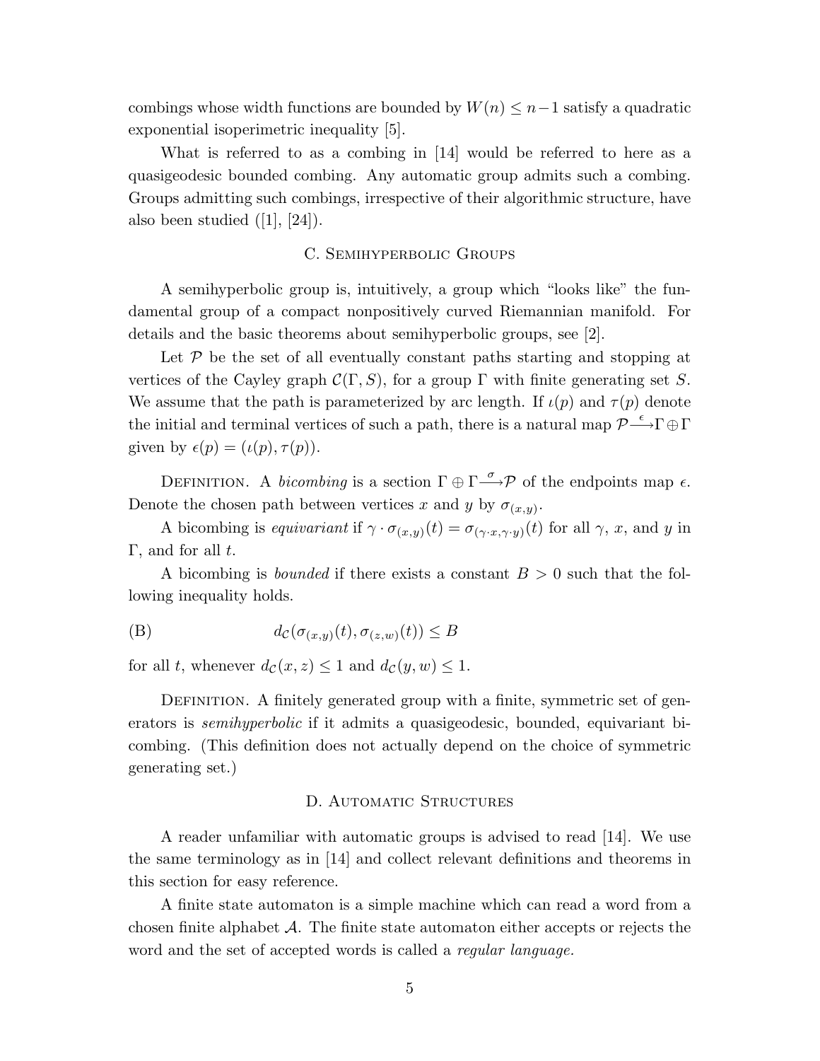combings whose width functions are bounded by $W(n) \leq n-1$ satisfy a quadratic exponential isoperimetric inequality [5].

What is referred to as a combing in [14] would be referred to here as a quasigeodesic bounded combing. Any automatic group admits such a combing. Groups admitting such combings, irrespective of their algorithmic structure, have also been studied ([1], [24]).

## C. Semihyperbolic Groups

A semihyperbolic group is, intuitively, a group which "looks like" the fundamental group of a compact nonpositively curved Riemannian manifold. For details and the basic theorems about semihyperbolic groups, see [2].

Let $\mathcal{P}$ be the set of all eventually constant paths starting and stopping at vertices of the Cayley graph $\mathcal{C}(\Gamma, S)$, for a group $\Gamma$ with finite generating set $S$. We assume that the path is parameterized by arc length. If $\iota(p)$ and $\tau(p)$ denote the initial and terminal vertices of such a path, there is a natural map $\mathcal{P} \xrightarrow{\epsilon} \Gamma \oplus \Gamma$ given by $\epsilon(p) = (\iota(p), \tau(p))$.

Definition. A *bicombing* is a section $\Gamma \oplus \Gamma \xrightarrow{\sigma} \mathcal{P}$ of the endpoints map $\epsilon$. Denote the chosen path between vertices $x$ and $y$ by $\sigma_{(x,y)}$.

A bicombing is *equivariant* if $\gamma \cdot \sigma_{(x,y)}(t) = \sigma_{(\gamma \cdot x, \gamma \cdot y)}(t)$ for all $\gamma$, $x$, and $y$ in $\Gamma$, and for all $t$.

A bicombing is *bounded* if there exists a constant $B > 0$ such that the following inequality holds.

$$\text{(B)} \qquad d_{\mathcal{C}}(\sigma_{(x,y)}(t), \sigma_{(z,w)}(t)) \leq B$$

for all $t$, whenever $d_{\mathcal{C}}(x, z) \leq 1$ and $d_{\mathcal{C}}(y, w) \leq 1$.

Definition. A finitely generated group with a finite, symmetric set of generators is *semihyperbolic* if it admits a quasigeodesic, bounded, equivariant bicombing. (This definition does not actually depend on the choice of symmetric generating set.)

## D. Automatic Structures

A reader unfamiliar with automatic groups is advised to read [14]. We use the same terminology as in [14] and collect relevant definitions and theorems in this section for easy reference.

A finite state automaton is a simple machine which can read a word from a chosen finite alphabet $\mathcal{A}$. The finite state automaton either accepts or rejects the word and the set of accepted words is called a *regular language.*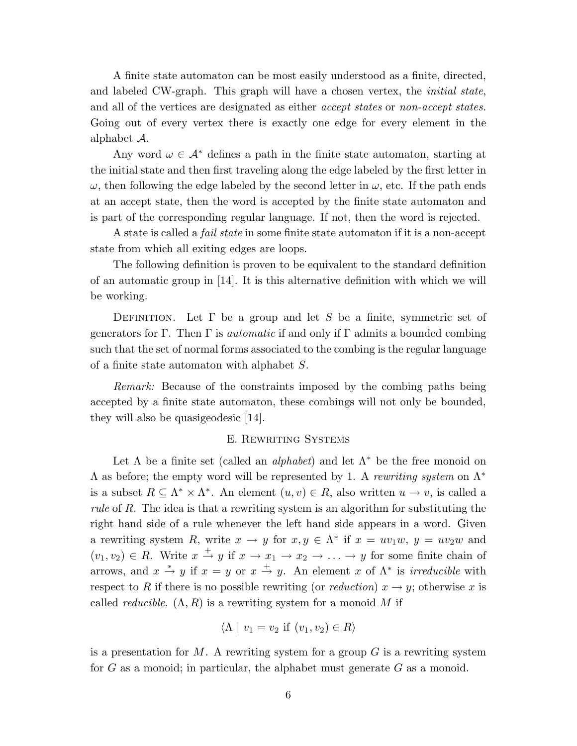A finite state automaton can be most easily understood as a finite, directed, and labeled CW-graph. This graph will have a chosen vertex, the *initial state*, and all of the vertices are designated as either *accept states* or *non-accept states.* Going out of every vertex there is exactly one edge for every element in the alphabet $\mathcal{A}$.

Any word $\omega \in \mathcal{A}^*$ defines a path in the finite state automaton, starting at the initial state and then first traveling along the edge labeled by the first letter in $\omega$, then following the edge labeled by the second letter in $\omega$, etc. If the path ends at an accept state, then the word is accepted by the finite state automaton and is part of the corresponding regular language. If not, then the word is rejected.

A state is called a *fail state* in some finite state automaton if it is a non-accept state from which all exiting edges are loops.

The following definition is proven to be equivalent to the standard definition of an automatic group in [14]. It is this alternative definition with which we will be working.

Definition. Let $\Gamma$ be a group and let $S$ be a finite, symmetric set of generators for $\Gamma$. Then $\Gamma$ is *automatic* if and only if $\Gamma$ admits a bounded combing such that the set of normal forms associated to the combing is the regular language of a finite state automaton with alphabet $S$.

*Remark:* Because of the constraints imposed by the combing paths being accepted by a finite state automaton, these combings will not only be bounded, they will also be quasigeodesic [14].

## E. Rewriting Systems

Let $\Lambda$ be a finite set (called an *alphabet*) and let $\Lambda^*$ be the free monoid on $\Lambda$ as before; the empty word will be represented by 1. A *rewriting system* on $\Lambda^*$ is a subset $R \subseteq \Lambda^* \times \Lambda^*$. An element $(u, v) \in R$, also written $u \to v$, is called a *rule* of $R$. The idea is that a rewriting system is an algorithm for substituting the right hand side of a rule whenever the left hand side appears in a word. Given a rewriting system $R$, write $x \to y$ for $x, y \in \Lambda^*$ if $x = uv_1w$, $y = uv_2w$ and $(v_1, v_2) \in R$. Write $x \xrightarrow{+} y$ if $x \to x_1 \to x_2 \to \ldots \to y$ for some finite chain of arrows, and $x \xrightarrow{*} y$ if $x = y$ or $x \xrightarrow{+} y$. An element $x$ of $\Lambda^*$ is *irreducible* with respect to $R$ if there is no possible rewriting (or *reduction*) $x \to y$; otherwise $x$ is called *reducible*. $(\Lambda, R)$ is a rewriting system for a monoid $M$ if

$$\langle \Lambda \mid v_1 = v_2 \text{ if } (v_1, v_2) \in R \rangle$$

is a presentation for $M$. A rewriting system for a group $G$ is a rewriting system for $G$ as a monoid; in particular, the alphabet must generate $G$ as a monoid.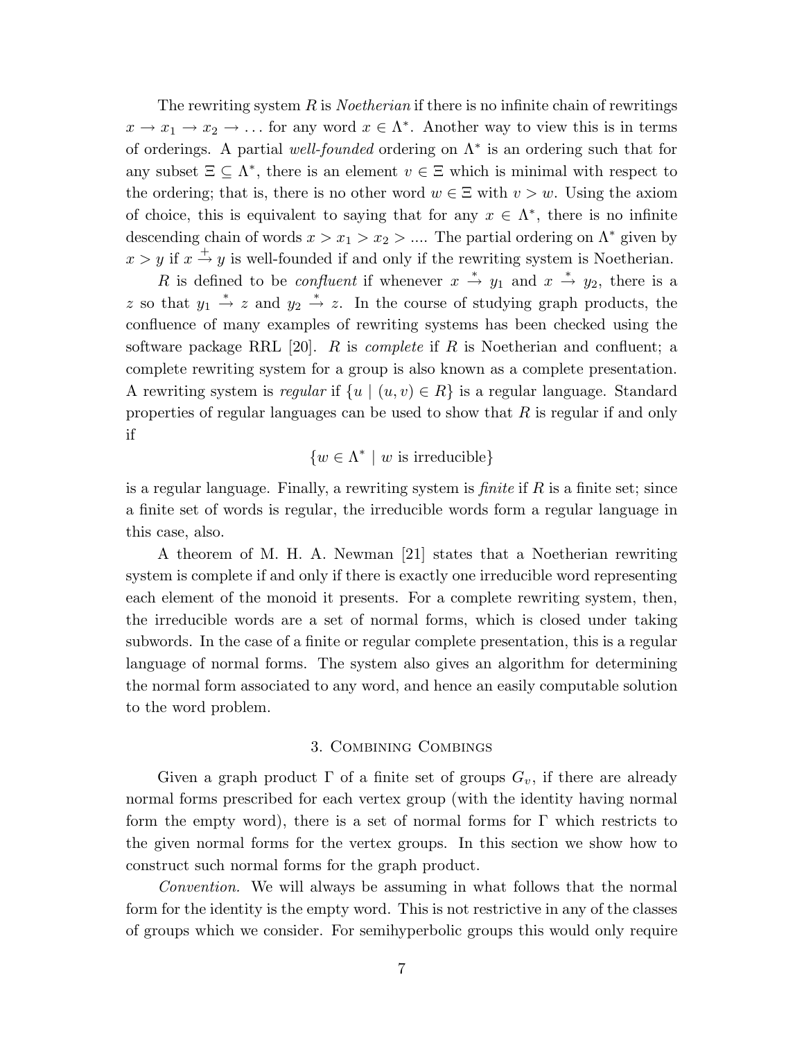The rewriting system $R$ is *Noetherian* if there is no infinite chain of rewritings $x \to x_1 \to x_2 \to \ldots$ for any word $x \in \Lambda^*$. Another way to view this is in terms of orderings. A partial *well-founded* ordering on $\Lambda^*$ is an ordering such that for any subset $\Xi \subseteq \Lambda^*$, there is an element $v \in \Xi$ which is minimal with respect to the ordering; that is, there is no other word $w \in \Xi$ with $v > w$. Using the axiom of choice, this is equivalent to saying that for any $x \in \Lambda^*$, there is no infinite descending chain of words $x > x_1 > x_2 > \ldots$. The partial ordering on $\Lambda^*$ given by $x > y$ if $x \overset{+}{\to} y$ is well-founded if and only if the rewriting system is Noetherian.

$R$ is defined to be *confluent* if whenever $x \overset{*}{\to} y_1$ and $x \overset{*}{\to} y_2$, there is a $z$ so that $y_1 \overset{*}{\to} z$ and $y_2 \overset{*}{\to} z$. In the course of studying graph products, the confluence of many examples of rewriting systems has been checked using the software package RRL [20]. $R$ is *complete* if $R$ is Noetherian and confluent; a complete rewriting system for a group is also known as a complete presentation. A rewriting system is *regular* if $\{u \mid (u, v) \in R\}$ is a regular language. Standard properties of regular languages can be used to show that $R$ is regular if and only if

$$\{w \in \Lambda^* \mid w \text{ is irreducible}\}$$

is a regular language. Finally, a rewriting system is *finite* if $R$ is a finite set; since a finite set of words is regular, the irreducible words form a regular language in this case, also.

A theorem of M. H. A. Newman [21] states that a Noetherian rewriting system is complete if and only if there is exactly one irreducible word representing each element of the monoid it presents. For a complete rewriting system, then, the irreducible words are a set of normal forms, which is closed under taking subwords. In the case of a finite or regular complete presentation, this is a regular language of normal forms. The system also gives an algorithm for determining the normal form associated to any word, and hence an easily computable solution to the word problem.

## 3. Combining Combings

Given a graph product $\Gamma$ of a finite set of groups $G_v$, if there are already normal forms prescribed for each vertex group (with the identity having normal form the empty word), there is a set of normal forms for $\Gamma$ which restricts to the given normal forms for the vertex groups. In this section we show how to construct such normal forms for the graph product.

*Convention.* We will always be assuming in what follows that the normal form for the identity is the empty word. This is not restrictive in any of the classes of groups which we consider. For semihyperbolic groups this would only require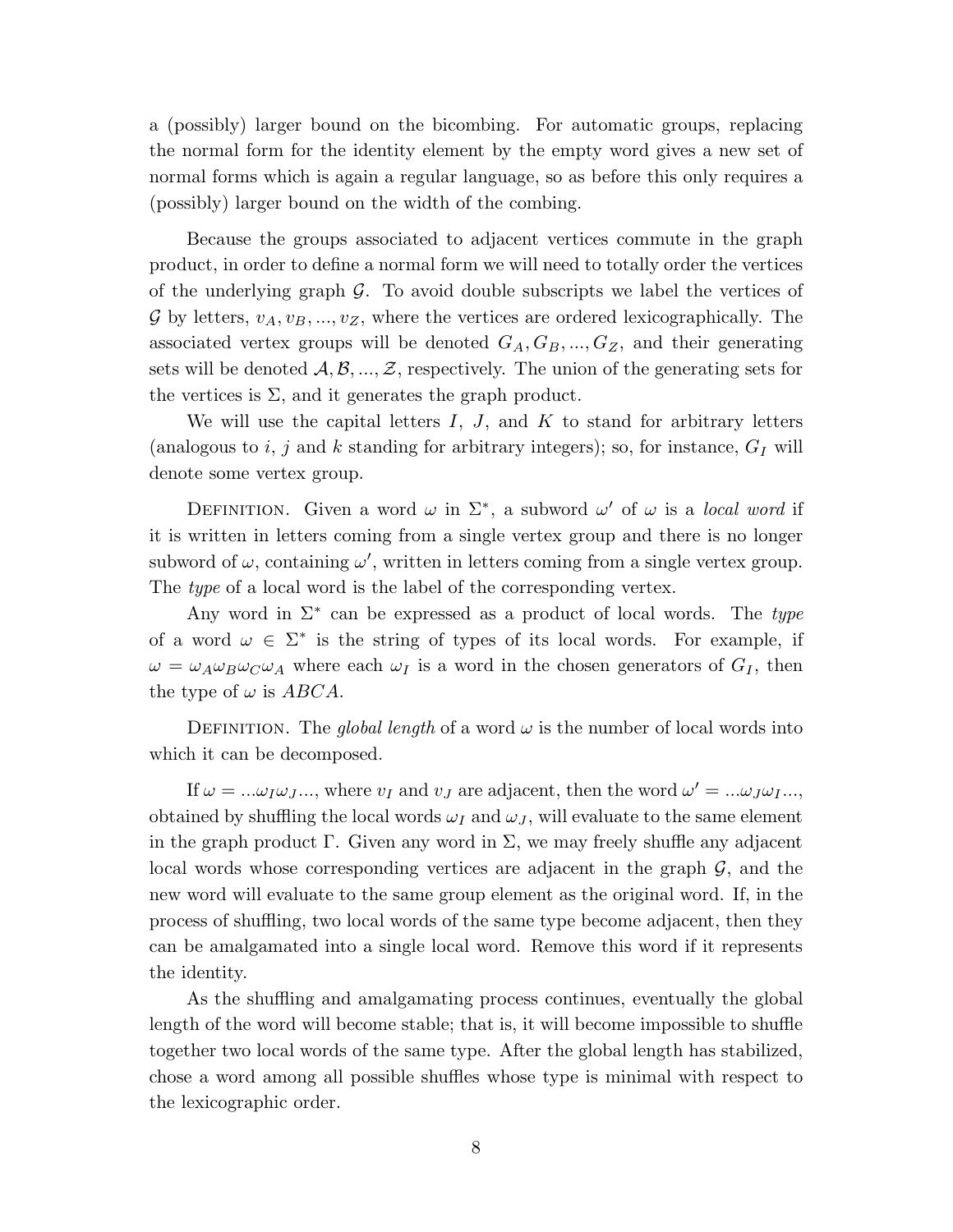a (possibly) larger bound on the bicombing. For automatic groups, replacing the normal form for the identity element by the empty word gives a new set of normal forms which is again a regular language, so as before this only requires a (possibly) larger bound on the width of the combing.

Because the groups associated to adjacent vertices commute in the graph product, in order to define a normal form we will need to totally order the vertices of the underlying graph $\mathcal{G}$. To avoid double subscripts we label the vertices of $\mathcal{G}$ by letters, $v_A, v_B, ..., v_Z$, where the vertices are ordered lexicographically. The associated vertex groups will be denoted $G_A, G_B, ..., G_Z$, and their generating sets will be denoted $\mathcal{A}, \mathcal{B}, ..., \mathcal{Z}$, respectively. The union of the generating sets for the vertices is $\Sigma$, and it generates the graph product.

We will use the capital letters $I$, $J$, and $K$ to stand for arbitrary letters (analogous to $i$, $j$ and $k$ standing for arbitrary integers); so, for instance, $G_I$ will denote some vertex group.

Definition. Given a word $\omega$ in $\Sigma^*$, a subword $\omega'$ of $\omega$ is a *local word* if it is written in letters coming from a single vertex group and there is no longer subword of $\omega$, containing $\omega'$, written in letters coming from a single vertex group. The *type* of a local word is the label of the corresponding vertex.

Any word in $\Sigma^*$ can be expressed as a product of local words. The *type* of a word $\omega \in \Sigma^*$ is the string of types of its local words. For example, if $\omega = \omega_A \omega_B \omega_C \omega_A$ where each $\omega_I$ is a word in the chosen generators of $G_I$, then the type of $\omega$ is $ABCA$.

Definition. The *global length* of a word $\omega$ is the number of local words into which it can be decomposed.

If $\omega = ...\omega_I \omega_J...$, where $v_I$ and $v_J$ are adjacent, then the word $\omega' = ...\omega_J \omega_I...$, obtained by shuffling the local words $\omega_I$ and $\omega_J$, will evaluate to the same element in the graph product $\Gamma$. Given any word in $\Sigma$, we may freely shuffle any adjacent local words whose corresponding vertices are adjacent in the graph $\mathcal{G}$, and the new word will evaluate to the same group element as the original word. If, in the process of shuffling, two local words of the same type become adjacent, then they can be amalgamated into a single local word. Remove this word if it represents the identity.

As the shuffling and amalgamating process continues, eventually the global length of the word will become stable; that is, it will become impossible to shuffle together two local words of the same type. After the global length has stabilized, chose a word among all possible shuffles whose type is minimal with respect to the lexicographic order.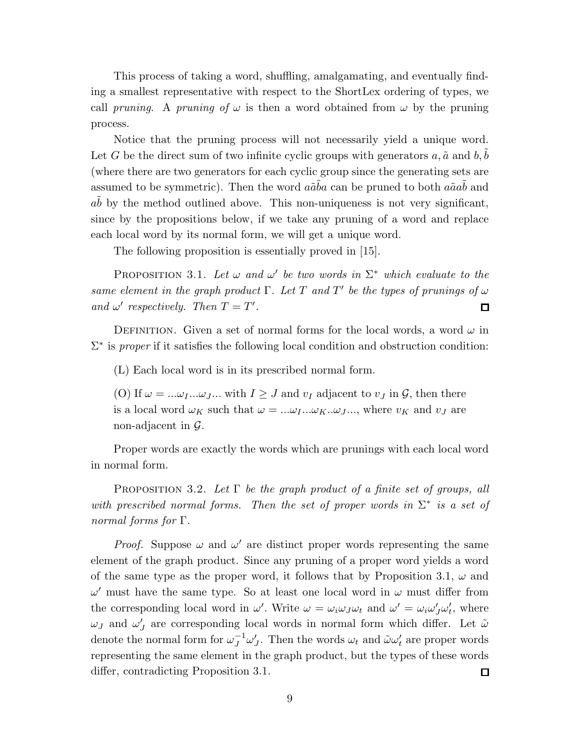This process of taking a word, shuffling, amalgamating, and eventually finding a smallest representative with respect to the ShortLex ordering of types, we call *pruning*. A *pruning of* $\omega$ is then a word obtained from $\omega$ by the pruning process.

Notice that the pruning process will not necessarily yield a unique word. Let $G$ be the direct sum of two infinite cyclic groups with generators $a, \tilde{a}$ and $b, \tilde{b}$ (where there are two generators for each cyclic group since the generating sets are assumed to be symmetric). Then the word $a\tilde{a}\tilde{b}a$ can be pruned to both $a\tilde{a}a\tilde{b}$ and $a\tilde{b}$ by the method outlined above. This non-uniqueness is not very significant, since by the propositions below, if we take any pruning of a word and replace each local word by its normal form, we will get a unique word.

The following proposition is essentially proved in [15].

PROPOSITION 3.1. *Let $\omega$ and $\omega'$ be two words in $\Sigma^*$ which evaluate to the same element in the graph product $\Gamma$. Let $T$ and $T'$ be the types of prunings of $\omega$ and $\omega'$ respectively. Then $T = T'$.* □

DEFINITION. Given a set of normal forms for the local words, a word $\omega$ in $\Sigma^*$ is *proper* if it satisfies the following local condition and obstruction condition:

(L) Each local word is in its prescribed normal form.

(O) If $\omega = ...\omega_I...\omega_J...$ with $I \geq J$ and $v_I$ adjacent to $v_J$ in $\mathcal{G}$, then there is a local word $\omega_K$ such that $\omega = ...\omega_I...\omega_K..\omega_J...$, where $v_K$ and $v_J$ are non-adjacent in $\mathcal{G}$.

Proper words are exactly the words which are prunings with each local word in normal form.

PROPOSITION 3.2. *Let $\Gamma$ be the graph product of a finite set of groups, all with prescribed normal forms. Then the set of proper words in $\Sigma^*$ is a set of normal forms for $\Gamma$.*

*Proof.* Suppose $\omega$ and $\omega'$ are distinct proper words representing the same element of the graph product. Since any pruning of a proper word yields a word of the same type as the proper word, it follows that by Proposition 3.1, $\omega$ and $\omega'$ must have the same type. So at least one local word in $\omega$ must differ from the corresponding local word in $\omega'$. Write $\omega = \omega_i\omega_J\omega_t$ and $\omega' = \omega_i\omega'_J\omega'_t$, where $\omega_J$ and $\omega'_J$ are corresponding local words in normal form which differ. Let $\tilde{\omega}$ denote the normal form for $\omega_J^{-1}\omega'_J$. Then the words $\omega_t$ and $\tilde{\omega}\omega'_t$ are proper words representing the same element in the graph product, but the types of these words differ, contradicting Proposition 3.1. □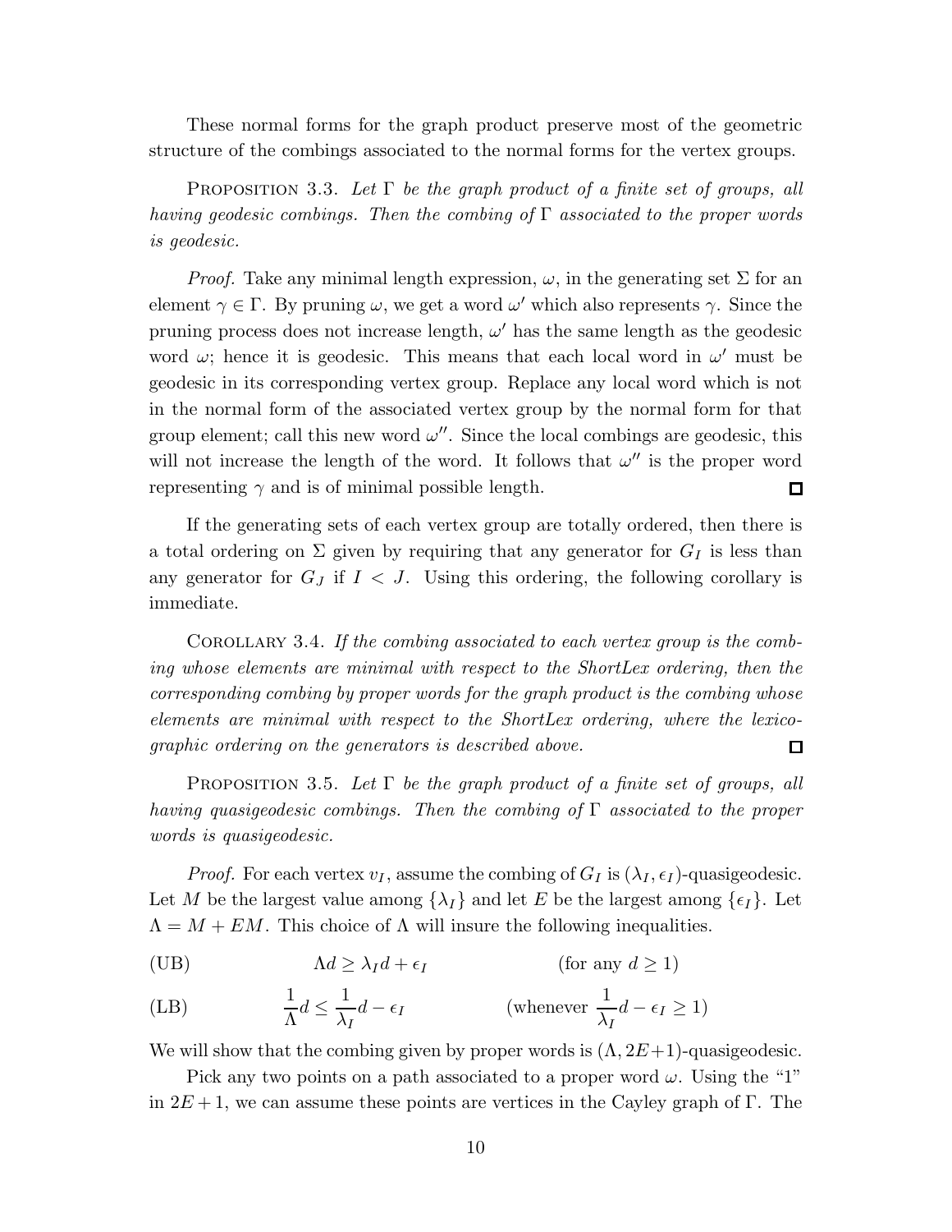These normal forms for the graph product preserve most of the geometric structure of the combings associated to the normal forms for the vertex groups.

PROPOSITION 3.3. *Let $\Gamma$ be the graph product of a finite set of groups, all having geodesic combings. Then the combing of $\Gamma$ associated to the proper words is geodesic.*

*Proof.* Take any minimal length expression, $\omega$, in the generating set $\Sigma$ for an element $\gamma \in \Gamma$. By pruning $\omega$, we get a word $\omega'$ which also represents $\gamma$. Since the pruning process does not increase length, $\omega'$ has the same length as the geodesic word $\omega$; hence it is geodesic. This means that each local word in $\omega'$ must be geodesic in its corresponding vertex group. Replace any local word which is not in the normal form of the associated vertex group by the normal form for that group element; call this new word $\omega''$. Since the local combings are geodesic, this will not increase the length of the word. It follows that $\omega''$ is the proper word representing $\gamma$ and is of minimal possible length. □

If the generating sets of each vertex group are totally ordered, then there is a total ordering on $\Sigma$ given by requiring that any generator for $G_I$ is less than any generator for $G_J$ if $I < J$. Using this ordering, the following corollary is immediate.

COROLLARY 3.4. *If the combing associated to each vertex group is the combing whose elements are minimal with respect to the ShortLex ordering, then the corresponding combing by proper words for the graph product is the combing whose elements are minimal with respect to the ShortLex ordering, where the lexicographic ordering on the generators is described above.* □

PROPOSITION 3.5. *Let $\Gamma$ be the graph product of a finite set of groups, all having quasigeodesic combings. Then the combing of $\Gamma$ associated to the proper words is quasigeodesic.*

*Proof.* For each vertex $v_I$, assume the combing of $G_I$ is $(\lambda_I, \epsilon_I)$-quasigeodesic. Let $M$ be the largest value among $\{\lambda_I\}$ and let $E$ be the largest among $\{\epsilon_I\}$. Let $\Lambda = M + EM$. This choice of $\Lambda$ will insure the following inequalities.

$$\text{(UB)} \qquad \Lambda d \geq \lambda_I d + \epsilon_I \qquad \text{(for any } d \geq 1\text{)}$$

$$\text{(LB)} \qquad \frac{1}{\Lambda} d \leq \frac{1}{\lambda_I} d - \epsilon_I \qquad \left(\text{whenever } \frac{1}{\lambda_I} d - \epsilon_I \geq 1\right)$$

We will show that the combing given by proper words is $(\Lambda, 2E+1)$-quasigeodesic.

Pick any two points on a path associated to a proper word $\omega$. Using the "1" in $2E+1$, we can assume these points are vertices in the Cayley graph of $\Gamma$. The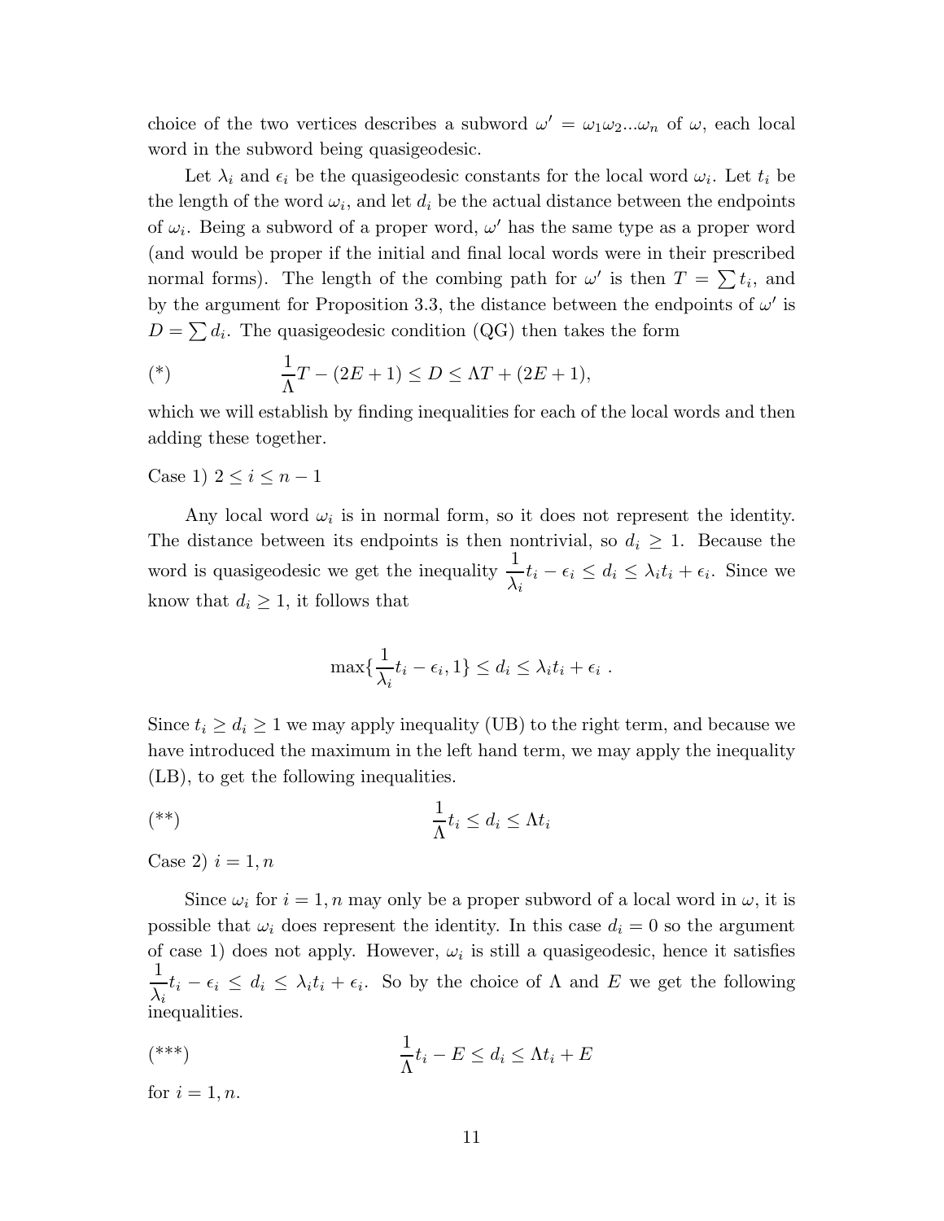choice of the two vertices describes a subword $\omega' = \omega_1\omega_2...\omega_n$ of $\omega$, each local word in the subword being quasigeodesic.

Let $\lambda_i$ and $\epsilon_i$ be the quasigeodesic constants for the local word $\omega_i$. Let $t_i$ be the length of the word $\omega_i$, and let $d_i$ be the actual distance between the endpoints of $\omega_i$. Being a subword of a proper word, $\omega'$ has the same type as a proper word (and would be proper if the initial and final local words were in their prescribed normal forms). The length of the combing path for $\omega'$ is then $T = \sum t_i$, and by the argument for Proposition 3.3, the distance between the endpoints of $\omega'$ is $D = \sum d_i$. The quasigeodesic condition (QG) then takes the form

$$(*) \qquad \frac{1}{\Lambda}T - (2E+1) \leq D \leq \Lambda T + (2E+1),$$

which we will establish by finding inequalities for each of the local words and then adding these together.

Case 1) $2 \leq i \leq n-1$

Any local word $\omega_i$ is in normal form, so it does not represent the identity. The distance between its endpoints is then nontrivial, so $d_i \geq 1$. Because the word is quasigeodesic we get the inequality $\frac{1}{\lambda_i}t_i - \epsilon_i \leq d_i \leq \lambda_i t_i + \epsilon_i$. Since we know that $d_i \geq 1$, it follows that

$$\max\{\frac{1}{\lambda_i}t_i - \epsilon_i, 1\} \leq d_i \leq \lambda_i t_i + \epsilon_i \ .$$

Since $t_i \geq d_i \geq 1$ we may apply inequality (UB) to the right term, and because we have introduced the maximum in the left hand term, we may apply the inequality (LB), to get the following inequalities.

$$(**) \qquad \frac{1}{\Lambda}t_i \leq d_i \leq \Lambda t_i$$

Case 2) $i = 1, n$

Since $\omega_i$ for $i = 1, n$ may only be a proper subword of a local word in $\omega$, it is possible that $\omega_i$ does represent the identity. In this case $d_i = 0$ so the argument of case 1) does not apply. However, $\omega_i$ is still a quasigeodesic, hence it satisfies $\frac{1}{\lambda_i}t_i - \epsilon_i \leq d_i \leq \lambda_i t_i + \epsilon_i$. So by the choice of $\Lambda$ and $E$ we get the following inequalities.

$$(***) \qquad \frac{1}{\Lambda}t_i - E \leq d_i \leq \Lambda t_i + E$$

for $i = 1, n$.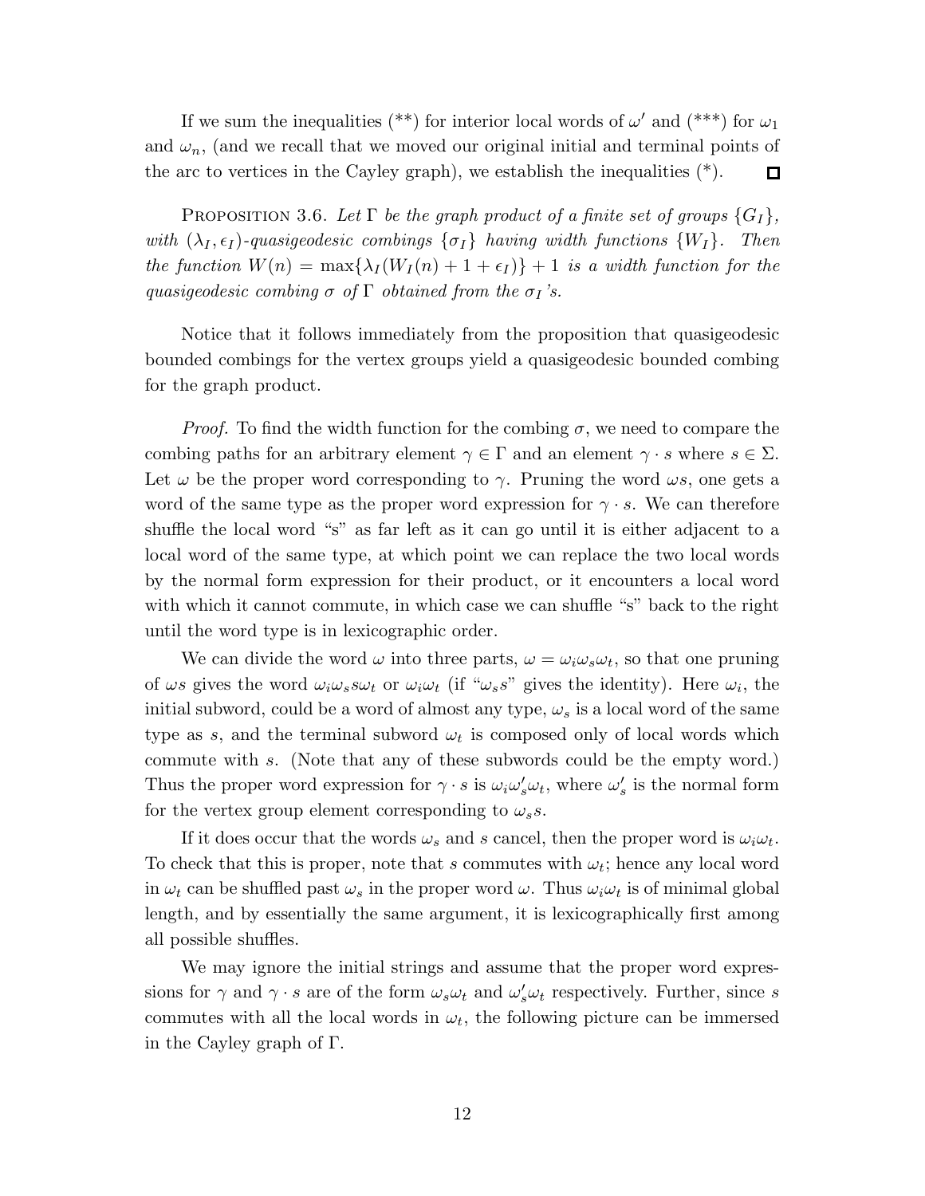If we sum the inequalities (\*\*) for interior local words of $\omega'$ and (\*\*\*) for $\omega_1$ and $\omega_n$, (and we recall that we moved our original initial and terminal points of the arc to vertices in the Cayley graph), we establish the inequalities (\*). ◻

Proposition 3.6. *Let $\Gamma$ be the graph product of a finite set of groups $\{G_I\}$, with $(\lambda_I, \epsilon_I)$-quasigeodesic combings $\{\sigma_I\}$ having width functions $\{W_I\}$. Then the function $W(n) = \max\{\lambda_I(W_I(n) + 1 + \epsilon_I)\} + 1$ is a width function for the quasigeodesic combing $\sigma$ of $\Gamma$ obtained from the $\sigma_I$'s.*

Notice that it follows immediately from the proposition that quasigeodesic bounded combings for the vertex groups yield a quasigeodesic bounded combing for the graph product.

*Proof.* To find the width function for the combing $\sigma$, we need to compare the combing paths for an arbitrary element $\gamma \in \Gamma$ and an element $\gamma \cdot s$ where $s \in \Sigma$. Let $\omega$ be the proper word corresponding to $\gamma$. Pruning the word $\omega s$, one gets a word of the same type as the proper word expression for $\gamma \cdot s$. We can therefore shuffle the local word "s" as far left as it can go until it is either adjacent to a local word of the same type, at which point we can replace the two local words by the normal form expression for their product, or it encounters a local word with which it cannot commute, in which case we can shuffle "s" back to the right until the word type is in lexicographic order.

We can divide the word $\omega$ into three parts, $\omega = \omega_i \omega_s \omega_t$, so that one pruning of $\omega s$ gives the word $\omega_i \omega_s s \omega_t$ or $\omega_i \omega_t$ (if "$\omega_s s$" gives the identity). Here $\omega_i$, the initial subword, could be a word of almost any type, $\omega_s$ is a local word of the same type as $s$, and the terminal subword $\omega_t$ is composed only of local words which commute with $s$. (Note that any of these subwords could be the empty word.) Thus the proper word expression for $\gamma \cdot s$ is $\omega_i \omega_s' \omega_t$, where $\omega_s'$ is the normal form for the vertex group element corresponding to $\omega_s s$.

If it does occur that the words $\omega_s$ and $s$ cancel, then the proper word is $\omega_i \omega_t$. To check that this is proper, note that $s$ commutes with $\omega_t$; hence any local word in $\omega_t$ can be shuffled past $\omega_s$ in the proper word $\omega$. Thus $\omega_i \omega_t$ is of minimal global length, and by essentially the same argument, it is lexicographically first among all possible shuffles.

We may ignore the initial strings and assume that the proper word expressions for $\gamma$ and $\gamma \cdot s$ are of the form $\omega_s \omega_t$ and $\omega_s' \omega_t$ respectively. Further, since $s$ commutes with all the local words in $\omega_t$, the following picture can be immersed in the Cayley graph of $\Gamma$.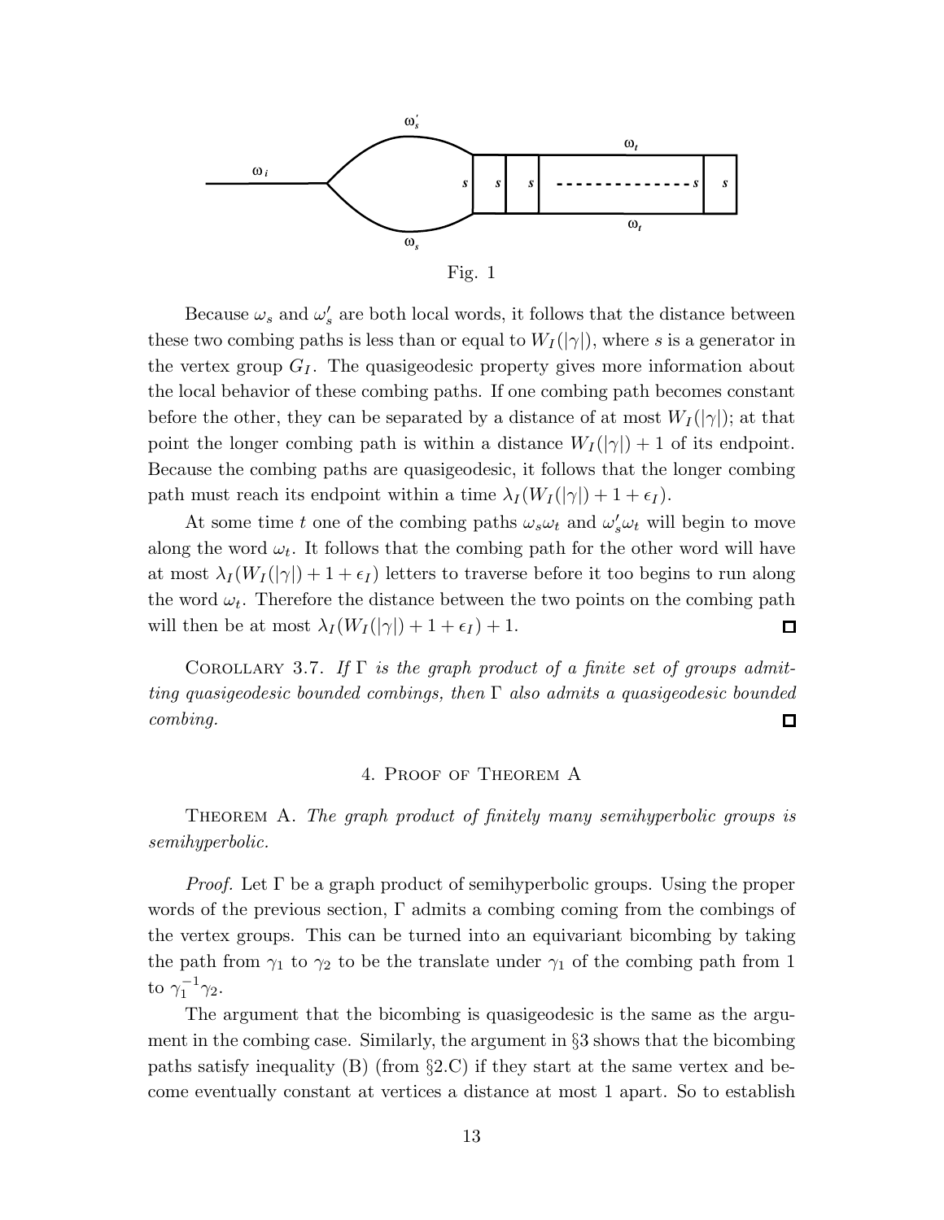Fig. 1

Because $\omega_s$ and $\omega_s'$ are both local words, it follows that the distance between these two combing paths is less than or equal to $W_I(|\gamma|)$, where $s$ is a generator in the vertex group $G_I$. The quasigeodesic property gives more information about the local behavior of these combing paths. If one combing path becomes constant before the other, they can be separated by a distance of at most $W_I(|\gamma|)$; at that point the longer combing path is within a distance $W_I(|\gamma|) + 1$ of its endpoint. Because the combing paths are quasigeodesic, it follows that the longer combing path must reach its endpoint within a time $\lambda_I(W_I(|\gamma|) + 1 + \epsilon_I)$.

At some time $t$ one of the combing paths $\omega_s\omega_t$ and $\omega_s'\omega_t$ will begin to move along the word $\omega_t$. It follows that the combing path for the other word will have at most $\lambda_I(W_I(|\gamma|) + 1 + \epsilon_I)$ letters to traverse before it too begins to run along the word $\omega_t$. Therefore the distance between the two points on the combing path will then be at most $\lambda_I(W_I(|\gamma|) + 1 + \epsilon_I) + 1$. □

Corollary 3.7. *If $\Gamma$ is the graph product of a finite set of groups admitting quasigeodesic bounded combings, then $\Gamma$ also admits a quasigeodesic bounded combing.* □

## 4. Proof of Theorem A

Theorem A. *The graph product of finitely many semihyperbolic groups is semihyperbolic.*

*Proof.* Let $\Gamma$ be a graph product of semihyperbolic groups. Using the proper words of the previous section, $\Gamma$ admits a combing coming from the combings of the vertex groups. This can be turned into an equivariant bicombing by taking the path from $\gamma_1$ to $\gamma_2$ to be the translate under $\gamma_1$ of the combing path from 1 to $\gamma_1^{-1}\gamma_2$.

The argument that the bicombing is quasigeodesic is the same as the argument in the combing case. Similarly, the argument in §3 shows that the bicombing paths satisfy inequality (B) (from §2.C) if they start at the same vertex and become eventually constant at vertices a distance at most 1 apart. So to establish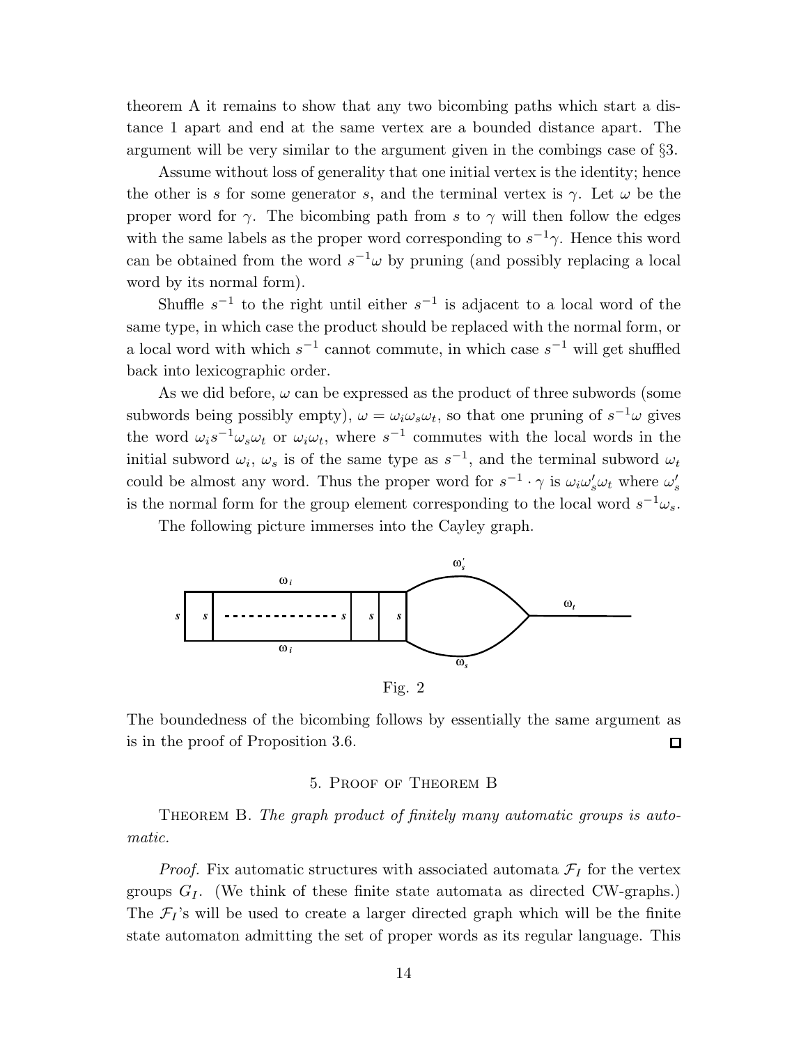theorem A it remains to show that any two bicombing paths which start a distance 1 apart and end at the same vertex are a bounded distance apart. The argument will be very similar to the argument given in the combings case of §3.

Assume without loss of generality that one initial vertex is the identity; hence the other is $s$ for some generator $s$, and the terminal vertex is $\gamma$. Let $\omega$ be the proper word for $\gamma$. The bicombing path from $s$ to $\gamma$ will then follow the edges with the same labels as the proper word corresponding to $s^{-1}\gamma$. Hence this word can be obtained from the word $s^{-1}\omega$ by pruning (and possibly replacing a local word by its normal form).

Shuffle $s^{-1}$ to the right until either $s^{-1}$ is adjacent to a local word of the same type, in which case the product should be replaced with the normal form, or a local word with which $s^{-1}$ cannot commute, in which case $s^{-1}$ will get shuffled back into lexicographic order.

As we did before, $\omega$ can be expressed as the product of three subwords (some subwords being possibly empty), $\omega = \omega_i\omega_s\omega_t$, so that one pruning of $s^{-1}\omega$ gives the word $\omega_i s^{-1}\omega_s\omega_t$ or $\omega_i\omega_t$, where $s^{-1}$ commutes with the local words in the initial subword $\omega_i$, $\omega_s$ is of the same type as $s^{-1}$, and the terminal subword $\omega_t$ could be almost any word. Thus the proper word for $s^{-1}\cdot\gamma$ is $\omega_i\omega_s'\omega_t$ where $\omega_s'$ is the normal form for the group element corresponding to the local word $s^{-1}\omega_s$.

The following picture immerses into the Cayley graph.

Fig. 2

The boundedness of the bicombing follows by essentially the same argument as is in the proof of Proposition 3.6. ◻

## 5. Proof of Theorem B

**Theorem B.** *The graph product of finitely many automatic groups is automatic.*

*Proof.* Fix automatic structures with associated automata $\mathcal{F}_I$ for the vertex groups $G_I$. (We think of these finite state automata as directed CW-graphs.) The $\mathcal{F}_I$'s will be used to create a larger directed graph which will be the finite state automaton admitting the set of proper words as its regular language. This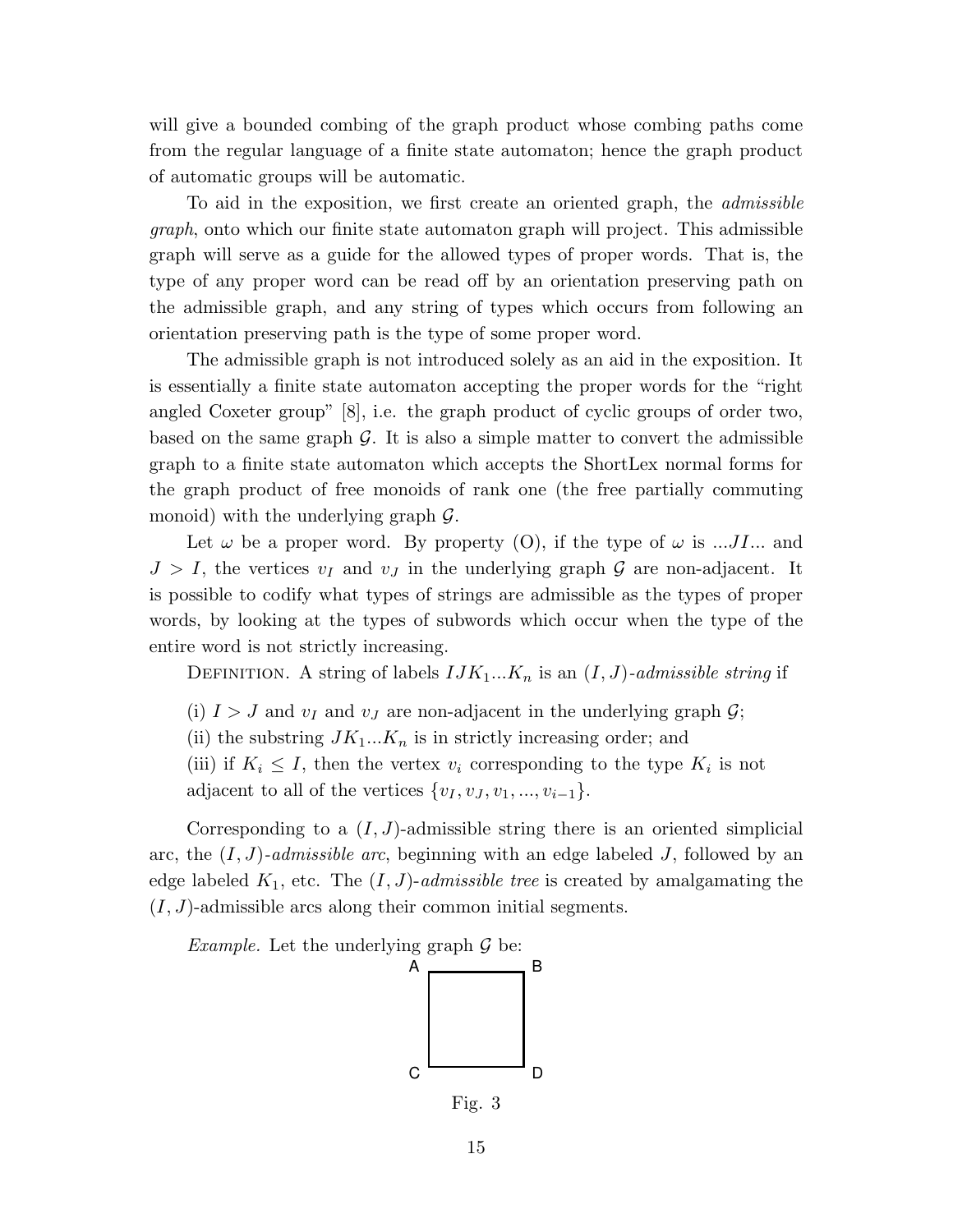will give a bounded combing of the graph product whose combing paths come from the regular language of a finite state automaton; hence the graph product of automatic groups will be automatic.

To aid in the exposition, we first create an oriented graph, the *admissible graph*, onto which our finite state automaton graph will project. This admissible graph will serve as a guide for the allowed types of proper words. That is, the type of any proper word can be read off by an orientation preserving path on the admissible graph, and any string of types which occurs from following an orientation preserving path is the type of some proper word.

The admissible graph is not introduced solely as an aid in the exposition. It is essentially a finite state automaton accepting the proper words for the "right angled Coxeter group" [8], i.e. the graph product of cyclic groups of order two, based on the same graph $\mathcal{G}$. It is also a simple matter to convert the admissible graph to a finite state automaton which accepts the ShortLex normal forms for the graph product of free monoids of rank one (the free partially commuting monoid) with the underlying graph $\mathcal{G}$.

Let $\omega$ be a proper word. By property (O), if the type of $\omega$ is $...JI...$ and $J > I$, the vertices $v_I$ and $v_J$ in the underlying graph $\mathcal{G}$ are non-adjacent. It is possible to codify what types of strings are admissible as the types of proper words, by looking at the types of subwords which occur when the type of the entire word is not strictly increasing.

Definition. A string of labels $IJK_1...K_n$ is an $(I, J)$-*admissible string* if

(i) $I > J$ and $v_I$ and $v_J$ are non-adjacent in the underlying graph $\mathcal{G}$;
(ii) the substring $JK_1...K_n$ is in strictly increasing order; and
(iii) if $K_i \leq I$, then the vertex $v_i$ corresponding to the type $K_i$ is not adjacent to all of the vertices $\{v_I, v_J, v_1, ..., v_{i-1}\}$.

Corresponding to a $(I, J)$-admissible string there is an oriented simplicial arc, the $(I, J)$-*admissible arc*, beginning with an edge labeled $J$, followed by an edge labeled $K_1$, etc. The $(I, J)$-*admissible tree* is created by amalgamating the $(I, J)$-admissible arcs along their common initial segments.

*Example.* Let the underlying graph $\mathcal{G}$ be:

Fig. 3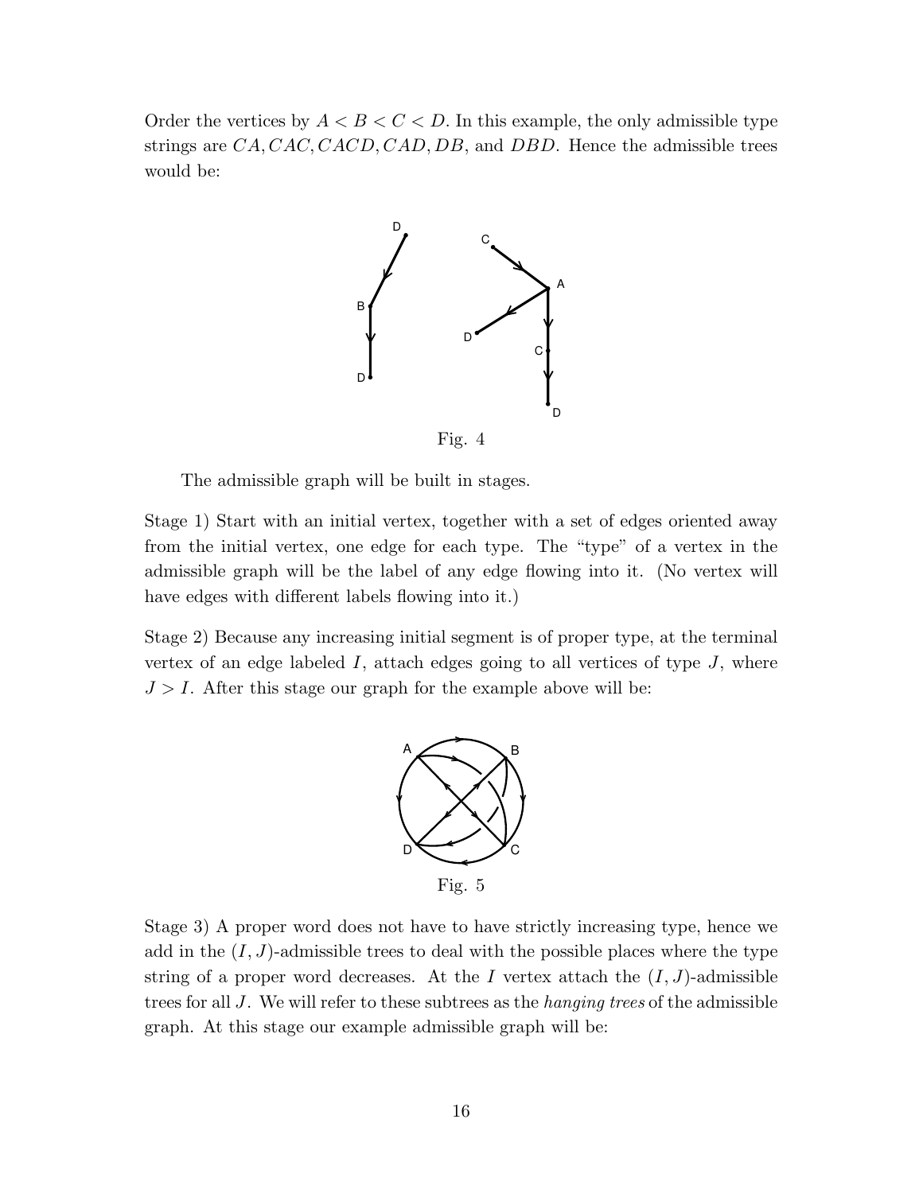Order the vertices by $A < B < C < D$. In this example, the only admissible type strings are $CA, CAC, CACD, CAD, DB$, and $DBD$. Hence the admissible trees would be:

Fig. 4

The admissible graph will be built in stages.

Stage 1) Start with an initial vertex, together with a set of edges oriented away from the initial vertex, one edge for each type. The "type" of a vertex in the admissible graph will be the label of any edge flowing into it. (No vertex will have edges with different labels flowing into it.)

Stage 2) Because any increasing initial segment is of proper type, at the terminal vertex of an edge labeled $I$, attach edges going to all vertices of type $J$, where $J > I$. After this stage our graph for the example above will be:

Fig. 5

Stage 3) A proper word does not have to have strictly increasing type, hence we add in the $(I, J)$-admissible trees to deal with the possible places where the type string of a proper word decreases. At the $I$ vertex attach the $(I, J)$-admissible trees for all $J$. We will refer to these subtrees as the *hanging trees* of the admissible graph. At this stage our example admissible graph will be: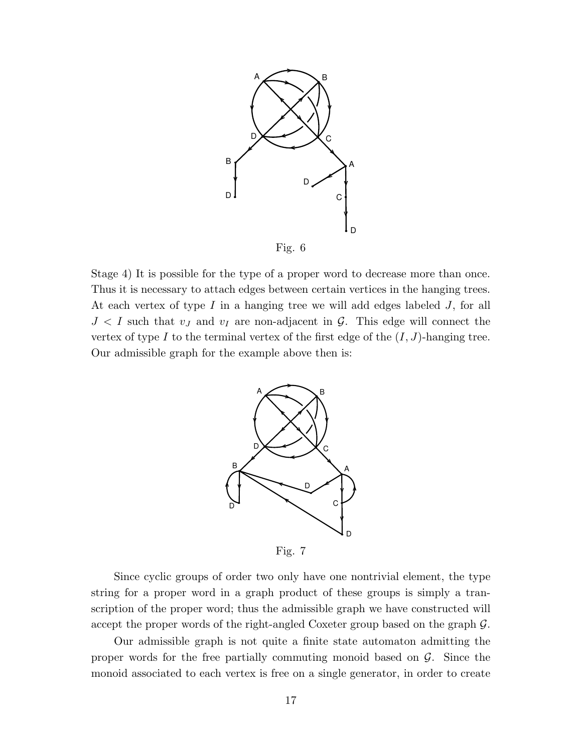Fig. 6

Stage 4) It is possible for the type of a proper word to decrease more than once. Thus it is necessary to attach edges between certain vertices in the hanging trees. At each vertex of type $I$ in a hanging tree we will add edges labeled $J$, for all $J < I$ such that $v_J$ and $v_I$ are non-adjacent in $\mathcal{G}$. This edge will connect the vertex of type $I$ to the terminal vertex of the first edge of the $(I, J)$-hanging tree. Our admissible graph for the example above then is:

Fig. 7

Since cyclic groups of order two only have one nontrivial element, the type string for a proper word in a graph product of these groups is simply a transcription of the proper word; thus the admissible graph we have constructed will accept the proper words of the right-angled Coxeter group based on the graph $\mathcal{G}$.

Our admissible graph is not quite a finite state automaton admitting the proper words for the free partially commuting monoid based on $\mathcal{G}$. Since the monoid associated to each vertex is free on a single generator, in order to create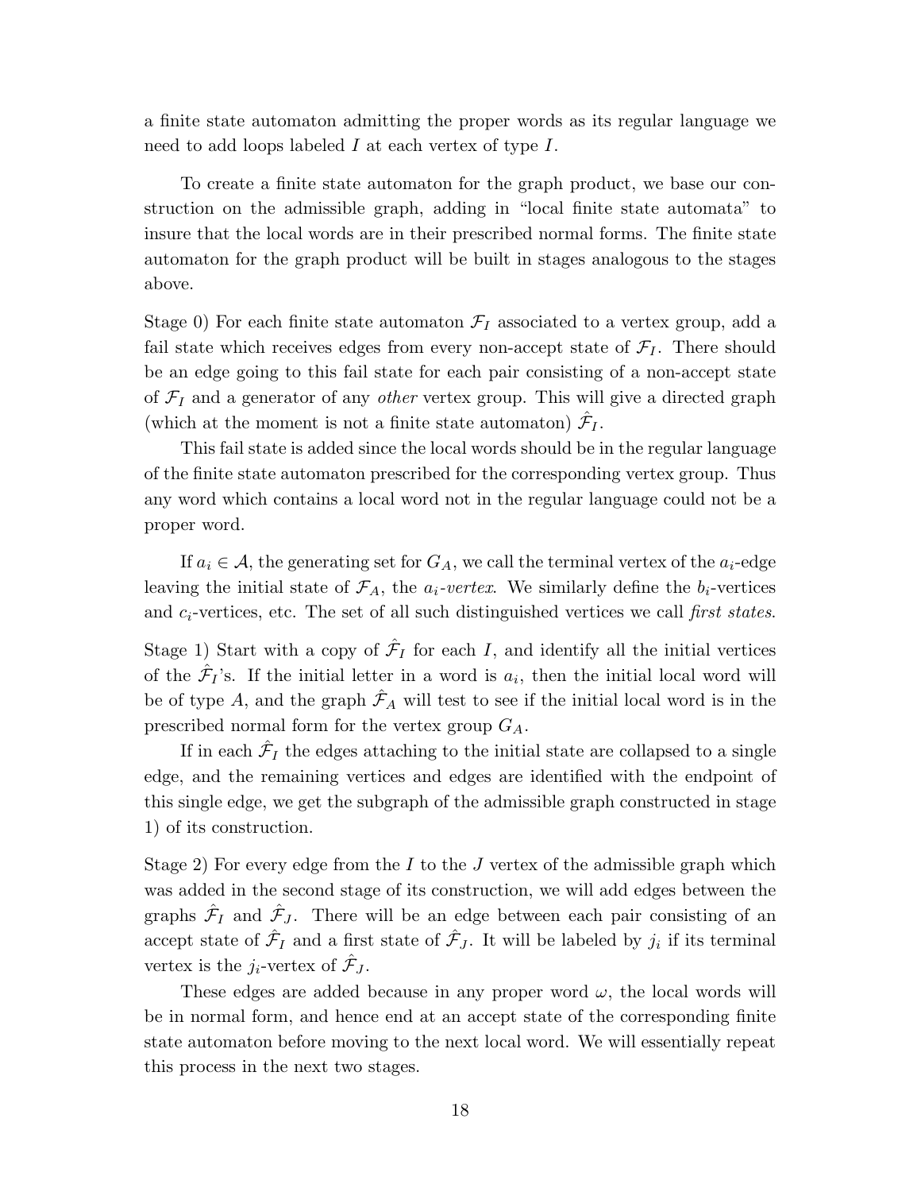a finite state automaton admitting the proper words as its regular language we need to add loops labeled $I$ at each vertex of type $I$.

To create a finite state automaton for the graph product, we base our construction on the admissible graph, adding in "local finite state automata" to insure that the local words are in their prescribed normal forms. The finite state automaton for the graph product will be built in stages analogous to the stages above.

Stage 0) For each finite state automaton $\mathcal{F}_I$ associated to a vertex group, add a fail state which receives edges from every non-accept state of $\mathcal{F}_I$. There should be an edge going to this fail state for each pair consisting of a non-accept state of $\mathcal{F}_I$ and a generator of any *other* vertex group. This will give a directed graph (which at the moment is not a finite state automaton) $\hat{\mathcal{F}}_I$.

This fail state is added since the local words should be in the regular language of the finite state automaton prescribed for the corresponding vertex group. Thus any word which contains a local word not in the regular language could not be a proper word.

If $a_i \in \mathcal{A}$, the generating set for $G_A$, we call the terminal vertex of the $a_i$-edge leaving the initial state of $\mathcal{F}_A$, the *$a_i$-vertex*. We similarly define the $b_i$-vertices and $c_i$-vertices, etc. The set of all such distinguished vertices we call *first states*.

Stage 1) Start with a copy of $\hat{\mathcal{F}}_I$ for each $I$, and identify all the initial vertices of the $\hat{\mathcal{F}}_I$'s. If the initial letter in a word is $a_i$, then the initial local word will be of type $A$, and the graph $\hat{\mathcal{F}}_A$ will test to see if the initial local word is in the prescribed normal form for the vertex group $G_A$.

If in each $\hat{\mathcal{F}}_I$ the edges attaching to the initial state are collapsed to a single edge, and the remaining vertices and edges are identified with the endpoint of this single edge, we get the subgraph of the admissible graph constructed in stage 1) of its construction.

Stage 2) For every edge from the $I$ to the $J$ vertex of the admissible graph which was added in the second stage of its construction, we will add edges between the graphs $\hat{\mathcal{F}}_I$ and $\hat{\mathcal{F}}_J$. There will be an edge between each pair consisting of an accept state of $\hat{\mathcal{F}}_I$ and a first state of $\hat{\mathcal{F}}_J$. It will be labeled by $j_i$ if its terminal vertex is the $j_i$-vertex of $\hat{\mathcal{F}}_J$.

These edges are added because in any proper word $\omega$, the local words will be in normal form, and hence end at an accept state of the corresponding finite state automaton before moving to the next local word. We will essentially repeat this process in the next two stages.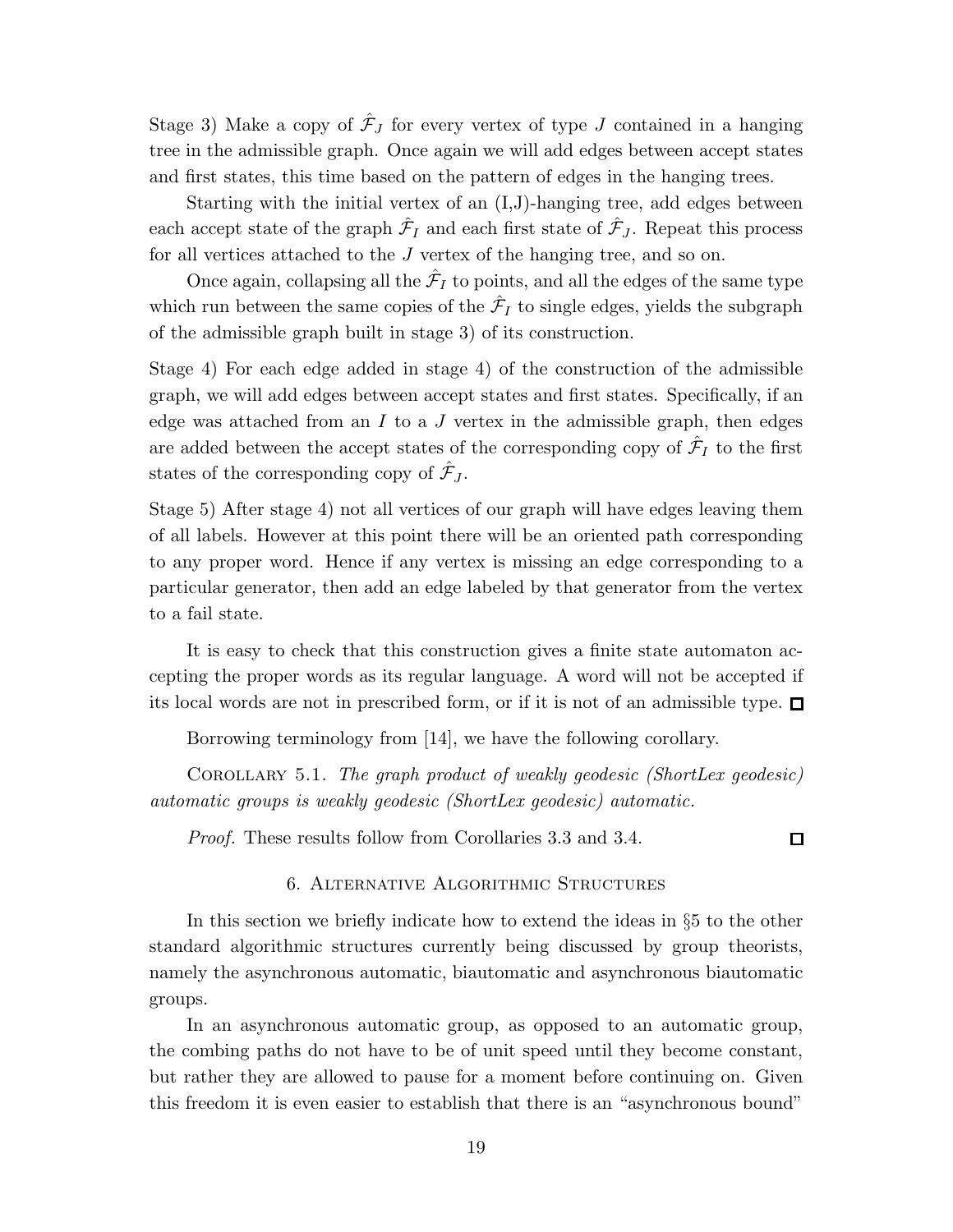Stage 3) Make a copy of $\hat{\mathcal{F}}_J$ for every vertex of type $J$ contained in a hanging tree in the admissible graph. Once again we will add edges between accept states and first states, this time based on the pattern of edges in the hanging trees.

Starting with the initial vertex of an (I,J)-hanging tree, add edges between each accept state of the graph $\hat{\mathcal{F}}_I$ and each first state of $\hat{\mathcal{F}}_J$. Repeat this process for all vertices attached to the $J$ vertex of the hanging tree, and so on.

Once again, collapsing all the $\hat{\mathcal{F}}_I$ to points, and all the edges of the same type which run between the same copies of the $\hat{\mathcal{F}}_I$ to single edges, yields the subgraph of the admissible graph built in stage 3) of its construction.

Stage 4) For each edge added in stage 4) of the construction of the admissible graph, we will add edges between accept states and first states. Specifically, if an edge was attached from an $I$ to a $J$ vertex in the admissible graph, then edges are added between the accept states of the corresponding copy of $\hat{\mathcal{F}}_I$ to the first states of the corresponding copy of $\hat{\mathcal{F}}_J$.

Stage 5) After stage 4) not all vertices of our graph will have edges leaving them of all labels. However at this point there will be an oriented path corresponding to any proper word. Hence if any vertex is missing an edge corresponding to a particular generator, then add an edge labeled by that generator from the vertex to a fail state.

It is easy to check that this construction gives a finite state automaton accepting the proper words as its regular language. A word will not be accepted if its local words are not in prescribed form, or if it is not of an admissible type. □

Borrowing terminology from [14], we have the following corollary.

Corollary 5.1. *The graph product of weakly geodesic (ShortLex geodesic) automatic groups is weakly geodesic (ShortLex geodesic) automatic.*

*Proof.* These results follow from Corollaries 3.3 and 3.4. □

## 6. Alternative Algorithmic Structures

In this section we briefly indicate how to extend the ideas in §5 to the other standard algorithmic structures currently being discussed by group theorists, namely the asynchronous automatic, biautomatic and asynchronous biautomatic groups.

In an asynchronous automatic group, as opposed to an automatic group, the combing paths do not have to be of unit speed until they become constant, but rather they are allowed to pause for a moment before continuing on. Given this freedom it is even easier to establish that there is an "asynchronous bound"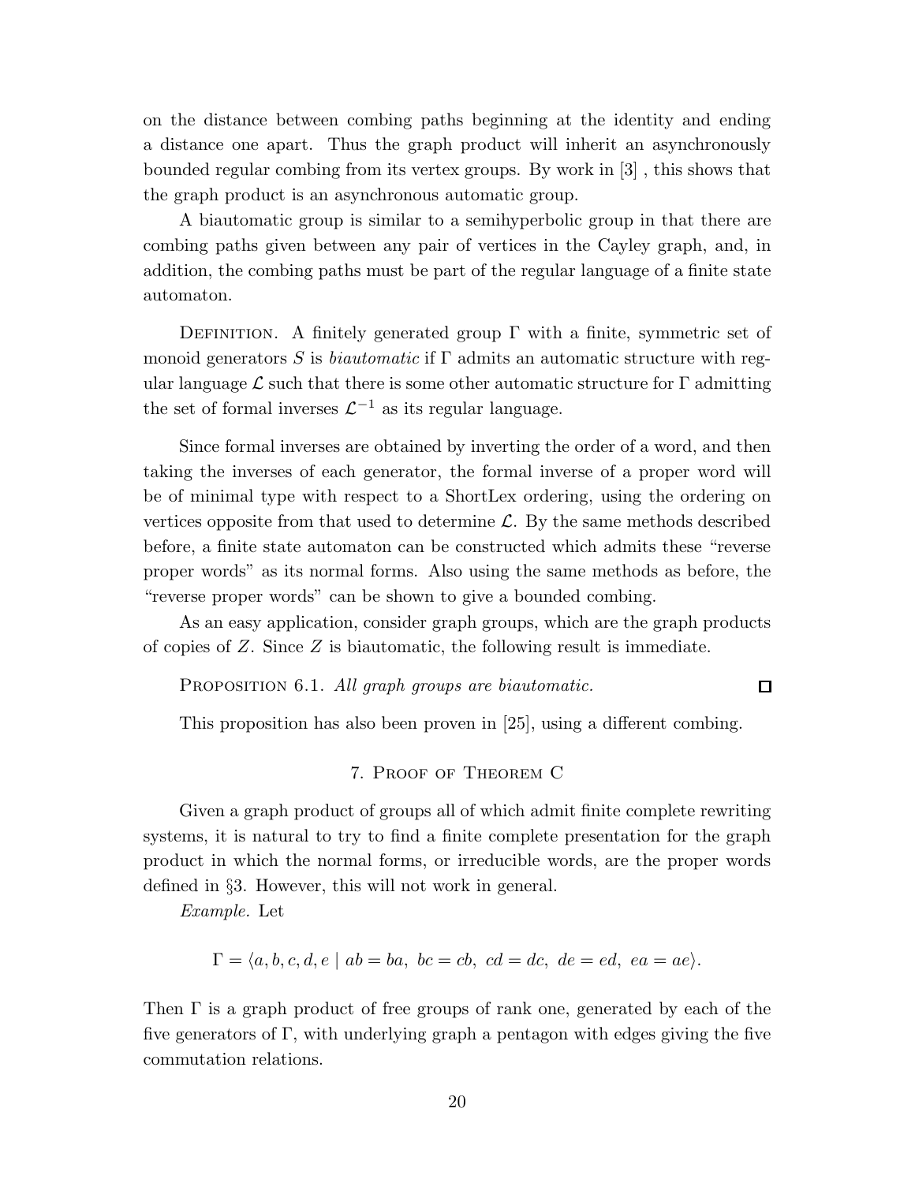on the distance between combing paths beginning at the identity and ending a distance one apart. Thus the graph product will inherit an asynchronously bounded regular combing from its vertex groups. By work in [3] , this shows that the graph product is an asynchronous automatic group.

A biautomatic group is similar to a semihyperbolic group in that there are combing paths given between any pair of vertices in the Cayley graph, and, in addition, the combing paths must be part of the regular language of a finite state automaton.

Definition. A finitely generated group $\Gamma$ with a finite, symmetric set of monoid generators $S$ is *biautomatic* if $\Gamma$ admits an automatic structure with regular language $\mathcal{L}$ such that there is some other automatic structure for $\Gamma$ admitting the set of formal inverses $\mathcal{L}^{-1}$ as its regular language.

Since formal inverses are obtained by inverting the order of a word, and then taking the inverses of each generator, the formal inverse of a proper word will be of minimal type with respect to a ShortLex ordering, using the ordering on vertices opposite from that used to determine $\mathcal{L}$. By the same methods described before, a finite state automaton can be constructed which admits these "reverse proper words" as its normal forms. Also using the same methods as before, the "reverse proper words" can be shown to give a bounded combing.

As an easy application, consider graph groups, which are the graph products of copies of $Z$. Since $Z$ is biautomatic, the following result is immediate.

Proposition 6.1. *All graph groups are biautomatic.* □

This proposition has also been proven in [25], using a different combing.

## 7. Proof of Theorem C

Given a graph product of groups all of which admit finite complete rewriting systems, it is natural to try to find a finite complete presentation for the graph product in which the normal forms, or irreducible words, are the proper words defined in §3. However, this will not work in general.

*Example.* Let

$$\Gamma = \langle a, b, c, d, e \mid ab = ba,\ bc = cb,\ cd = dc,\ de = ed,\ ea = ae \rangle.$$

Then $\Gamma$ is a graph product of free groups of rank one, generated by each of the five generators of $\Gamma$, with underlying graph a pentagon with edges giving the five commutation relations.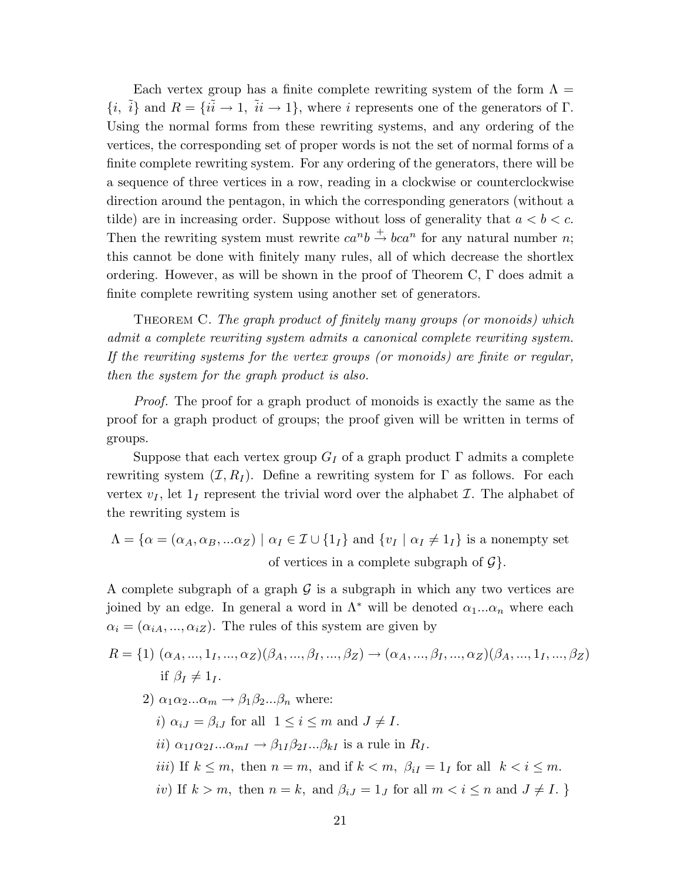Each vertex group has a finite complete rewriting system of the form $\Lambda = \{i,\ \tilde{i}\}$ and $R = \{i\tilde{i} \to 1,\ \tilde{i}i \to 1\}$, where $i$ represents one of the generators of $\Gamma$. Using the normal forms from these rewriting systems, and any ordering of the vertices, the corresponding set of proper words is not the set of normal forms of a finite complete rewriting system. For any ordering of the generators, there will be a sequence of three vertices in a row, reading in a clockwise or counterclockwise direction around the pentagon, in which the corresponding generators (without a tilde) are in increasing order. Suppose without loss of generality that $a < b < c$. Then the rewriting system must rewrite $ca^n b \overset{+}{\to} bca^n$ for any natural number $n$; this cannot be done with finitely many rules, all of which decrease the shortlex ordering. However, as will be shown in the proof of Theorem C, $\Gamma$ does admit a finite complete rewriting system using another set of generators.

THEOREM C. *The graph product of finitely many groups (or monoids) which admit a complete rewriting system admits a canonical complete rewriting system. If the rewriting systems for the vertex groups (or monoids) are finite or regular, then the system for the graph product is also.*

*Proof.* The proof for a graph product of monoids is exactly the same as the proof for a graph product of groups; the proof given will be written in terms of groups.

Suppose that each vertex group $G_I$ of a graph product $\Gamma$ admits a complete rewriting system $(\mathcal{I}, R_I)$. Define a rewriting system for $\Gamma$ as follows. For each vertex $v_I$, let $1_I$ represent the trivial word over the alphabet $\mathcal{I}$. The alphabet of the rewriting system is

$$\Lambda = \{\alpha = (\alpha_A, \alpha_B, ...\alpha_Z) \mid \alpha_I \in \mathcal{I} \cup \{1_I\} \text{ and } \{v_I \mid \alpha_I \neq 1_I\} \text{ is a nonempty set of vertices in a complete subgraph of } \mathcal{G}\}.$$

A complete subgraph of a graph $\mathcal{G}$ is a subgraph in which any two vertices are joined by an edge. In general a word in $\Lambda^*$ will be denoted $\alpha_1 ... \alpha_n$ where each $\alpha_i = (\alpha_{iA}, ..., \alpha_{iZ})$. The rules of this system are given by

$R = \{$1) $(\alpha_A, ..., 1_I, ..., \alpha_Z)(\beta_A, ..., \beta_I, ..., \beta_Z) \to (\alpha_A, ..., \beta_I, ..., \alpha_Z)(\beta_A, ..., 1_I, ..., \beta_Z)$ if $\beta_I \neq 1_I$.

2) $\alpha_1\alpha_2...\alpha_m \to \beta_1\beta_2...\beta_n$ where:

*i)* $\alpha_{iJ} = \beta_{iJ}$ for all $1 \leq i \leq m$ and $J \neq I$.

*ii)* $\alpha_{1I}\alpha_{2I}...\alpha_{mI} \to \beta_{1I}\beta_{2I}...\beta_{kI}$ is a rule in $R_I$.

*iii)* If $k \leq m$, then $n = m$, and if $k < m$, $\beta_{iI} = 1_I$ for all $k < i \leq m$.

*iv)* If $k > m$, then $n = k$, and $\beta_{iJ} = 1_J$ for all $m < i \leq n$ and $J \neq I$. $\}$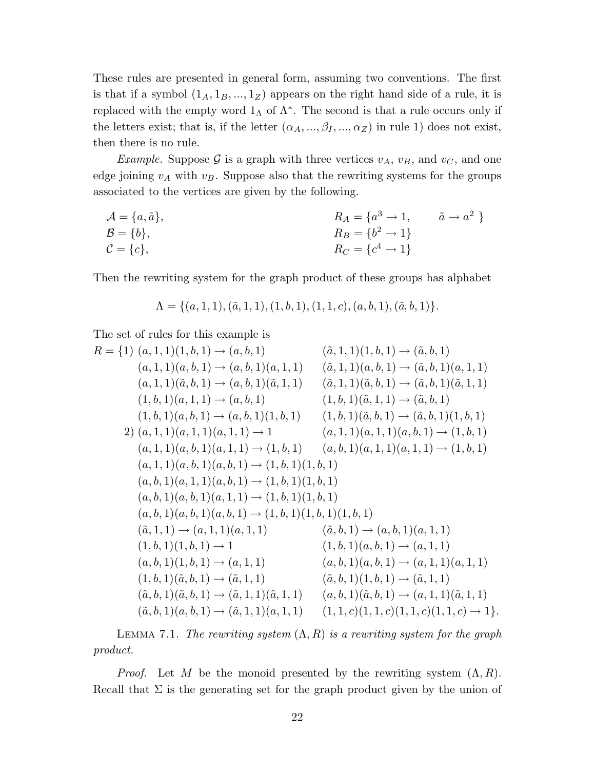These rules are presented in general form, assuming two conventions. The first is that if a symbol $(1_A, 1_B, ..., 1_Z)$ appears on the right hand side of a rule, it is replaced with the empty word $1_\Lambda$ of $\Lambda^*$. The second is that a rule occurs only if the letters exist; that is, if the letter $(\alpha_A, ..., \beta_I, ..., \alpha_Z)$ in rule 1) does not exist, then there is no rule.

*Example.* Suppose $\mathcal{G}$ is a graph with three vertices $v_A$, $v_B$, and $v_C$, and one edge joining $v_A$ with $v_B$. Suppose also that the rewriting systems for the groups associated to the vertices are given by the following.

$$
\begin{aligned}
&\mathcal{A} = \{a, \tilde{a}\}, && R_A = \{a^3 \to 1, \quad \tilde{a} \to a^2 \ \} \\
&\mathcal{B} = \{b\}, && R_B = \{b^2 \to 1\} \\
&\mathcal{C} = \{c\}, && R_C = \{c^4 \to 1\}
\end{aligned}
$$

Then the rewriting system for the graph product of these groups has alphabet

$$\Lambda = \{(a, 1, 1), (\tilde{a}, 1, 1), (1, b, 1), (1, 1, c), (a, b, 1), (\tilde{a}, b, 1)\}.$$

The set of rules for this example is

$$
\begin{aligned}
R = \{1)\ & (a,1,1)(1,b,1) \to (a,b,1) && (\tilde{a},1,1)(1,b,1) \to (\tilde{a},b,1) \\
& (a,1,1)(a,b,1) \to (a,b,1)(a,1,1) && (\tilde{a},1,1)(a,b,1) \to (\tilde{a},b,1)(a,1,1) \\
& (a,1,1)(\tilde{a},b,1) \to (a,b,1)(\tilde{a},1,1) && (\tilde{a},1,1)(\tilde{a},b,1) \to (\tilde{a},b,1)(\tilde{a},1,1) \\
& (1,b,1)(a,1,1) \to (a,b,1) && (1,b,1)(\tilde{a},1,1) \to (\tilde{a},b,1) \\
& (1,b,1)(a,b,1) \to (a,b,1)(1,b,1) && (1,b,1)(\tilde{a},b,1) \to (\tilde{a},b,1)(1,b,1) \\
2)\ & (a,1,1)(a,1,1)(a,1,1) \to 1 && (a,1,1)(a,1,1)(a,b,1) \to (1,b,1) \\
& (a,1,1)(a,b,1)(a,1,1) \to (1,b,1) && (a,b,1)(a,1,1)(a,1,1) \to (1,b,1) \\
& (a,1,1)(a,b,1)(a,b,1) \to (1,b,1)(1,b,1) && \\
& (a,b,1)(a,1,1)(a,b,1) \to (1,b,1)(1,b,1) && \\
& (a,b,1)(a,b,1)(a,1,1) \to (1,b,1)(1,b,1) && \\
& (a,b,1)(a,b,1)(a,b,1) \to (1,b,1)(1,b,1)(1,b,1) && \\
& (\tilde{a},1,1) \to (a,1,1)(a,1,1) && (\tilde{a},b,1) \to (a,b,1)(a,1,1) \\
& (1,b,1)(1,b,1) \to 1 && (1,b,1)(a,b,1) \to (a,1,1) \\
& (a,b,1)(1,b,1) \to (a,1,1) && (a,b,1)(a,b,1) \to (a,1,1)(a,1,1) \\
& (1,b,1)(\tilde{a},b,1) \to (\tilde{a},1,1) && (\tilde{a},b,1)(1,b,1) \to (\tilde{a},1,1) \\
& (\tilde{a},b,1)(\tilde{a},b,1) \to (\tilde{a},1,1)(\tilde{a},1,1) && (a,b,1)(\tilde{a},b,1) \to (a,1,1)(\tilde{a},1,1) \\
& (\tilde{a},b,1)(a,b,1) \to (\tilde{a},1,1)(a,1,1) && (1,1,c)(1,1,c)(1,1,c)(1,1,c) \to 1\}.
\end{aligned}
$$

LEMMA 7.1. *The rewriting system $(\Lambda, R)$ is a rewriting system for the graph product.*

*Proof.* Let $M$ be the monoid presented by the rewriting system $(\Lambda, R)$. Recall that $\Sigma$ is the generating set for the graph product given by the union of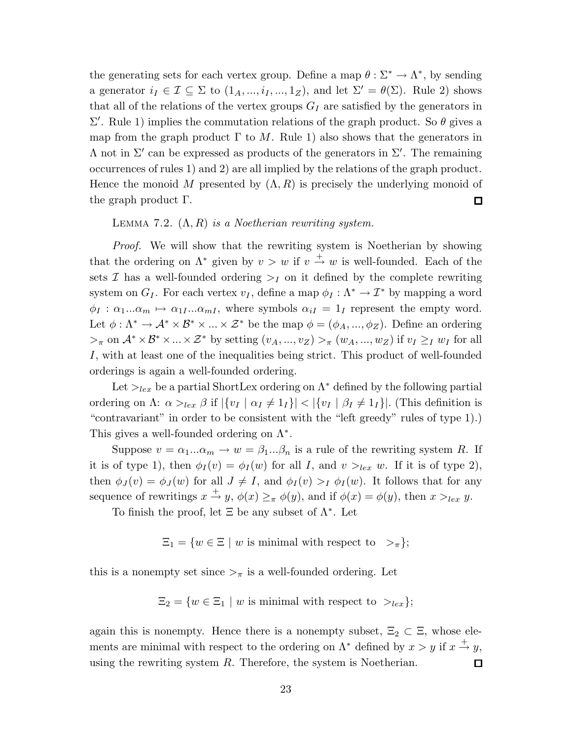the generating sets for each vertex group. Define a map $\theta : \Sigma^* \to \Lambda^*$, by sending a generator $i_I \in \mathcal{I} \subseteq \Sigma$ to $(1_A, ..., i_I, ..., 1_Z)$, and let $\Sigma' = \theta(\Sigma)$. Rule 2) shows that all of the relations of the vertex groups $G_I$ are satisfied by the generators in $\Sigma'$. Rule 1) implies the commutation relations of the graph product. So $\theta$ gives a map from the graph product $\Gamma$ to $M$. Rule 1) also shows that the generators in $\Lambda$ not in $\Sigma'$ can be expressed as products of the generators in $\Sigma'$. The remaining occurrences of rules 1) and 2) are all implied by the relations of the graph product. Hence the monoid $M$ presented by $(\Lambda, R)$ is precisely the underlying monoid of the graph product $\Gamma$. □

LEMMA 7.2. *$(\Lambda, R)$ is a Noetherian rewriting system.*

*Proof.* We will show that the rewriting system is Noetherian by showing that the ordering on $\Lambda^*$ given by $v > w$ if $v \xrightarrow{+} w$ is well-founded. Each of the sets $\mathcal{I}$ has a well-founded ordering $>_I$ on it defined by the complete rewriting system on $G_I$. For each vertex $v_I$, define a map $\phi_I : \Lambda^* \to \mathcal{I}^*$ by mapping a word $\phi_I : \alpha_1 ... \alpha_m \mapsto \alpha_{1I} ... \alpha_{mI}$, where symbols $\alpha_{iI} = 1_I$ represent the empty word. Let $\phi : \Lambda^* \to \mathcal{A}^* \times \mathcal{B}^* \times ... \times \mathcal{Z}^*$ be the map $\phi = (\phi_A, ..., \phi_Z)$. Define an ordering $>_\pi$ on $\mathcal{A}^* \times \mathcal{B}^* \times ... \times \mathcal{Z}^*$ by setting $(v_A, ..., v_Z) >_\pi (w_A, ..., w_Z)$ if $v_I \geq_I w_I$ for all $I$, with at least one of the inequalities being strict. This product of well-founded orderings is again a well-founded ordering.

Let $>_{lex}$ be a partial ShortLex ordering on $\Lambda^*$ defined by the following partial ordering on $\Lambda$: $\alpha >_{lex} \beta$ if $|\{v_I \mid \alpha_I \neq 1_I\}| < |\{v_I \mid \beta_I \neq 1_I\}|$. (This definition is "contravariant" in order to be consistent with the "left greedy" rules of type 1).) This gives a well-founded ordering on $\Lambda^*$.

Suppose $v = \alpha_1 ... \alpha_m \to w = \beta_1 ... \beta_n$ is a rule of the rewriting system $R$. If it is of type 1), then $\phi_I(v) = \phi_I(w)$ for all $I$, and $v >_{lex} w$. If it is of type 2), then $\phi_J(v) = \phi_J(w)$ for all $J \neq I$, and $\phi_I(v) >_I \phi_I(w)$. It follows that for any sequence of rewritings $x \xrightarrow{+} y$, $\phi(x) \geq_\pi \phi(y)$, and if $\phi(x) = \phi(y)$, then $x >_{lex} y$.

To finish the proof, let $\Xi$ be any subset of $\Lambda^*$. Let

$$\Xi_1 = \{w \in \Xi \mid w \text{ is minimal with respect to } >_\pi\};$$

this is a nonempty set since $>_\pi$ is a well-founded ordering. Let

$$\Xi_2 = \{w \in \Xi_1 \mid w \text{ is minimal with respect to } >_{lex}\};$$

again this is nonempty. Hence there is a nonempty subset, $\Xi_2 \subset \Xi$, whose elements are minimal with respect to the ordering on $\Lambda^*$ defined by $x > y$ if $x \xrightarrow{+} y$, using the rewriting system $R$. Therefore, the system is Noetherian. □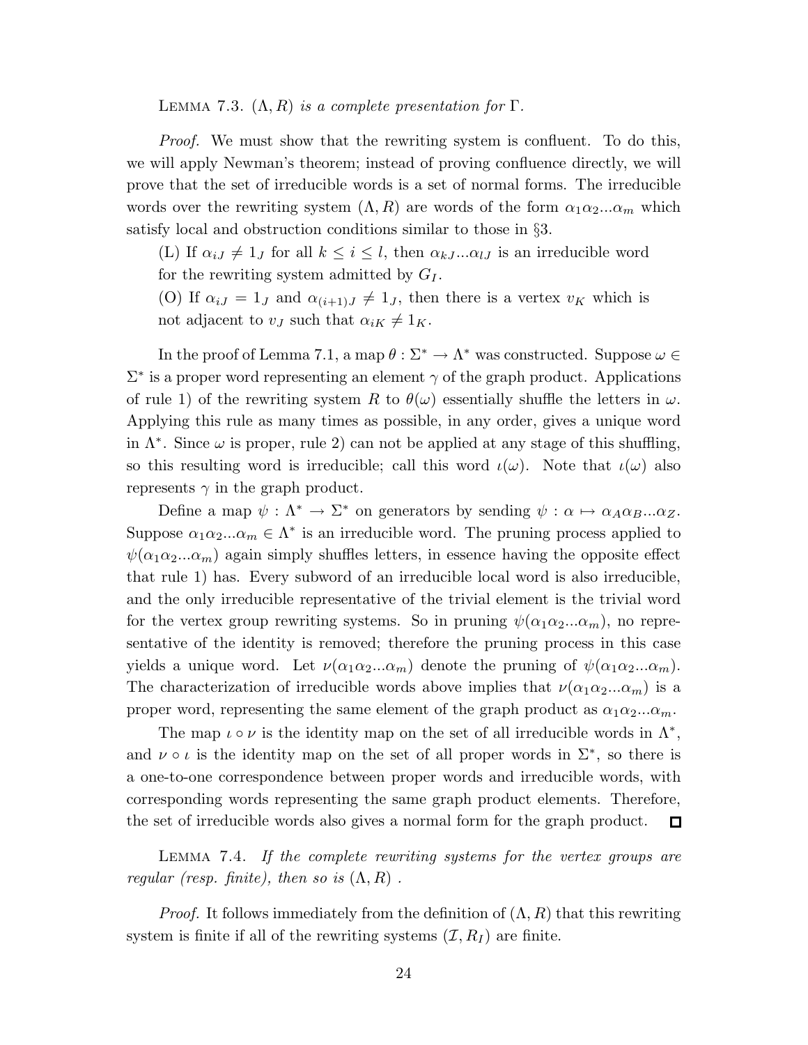LEMMA 7.3. *$(\Lambda, R)$ is a complete presentation for $\Gamma$.*

*Proof.* We must show that the rewriting system is confluent. To do this, we will apply Newman's theorem; instead of proving confluence directly, we will prove that the set of irreducible words is a set of normal forms. The irreducible words over the rewriting system $(\Lambda, R)$ are words of the form $\alpha_1\alpha_2...\alpha_m$ which satisfy local and obstruction conditions similar to those in §3.

(L) If $\alpha_{iJ} \neq 1_J$ for all $k \leq i \leq l$, then $\alpha_{kJ}...\alpha_{lJ}$ is an irreducible word for the rewriting system admitted by $G_I$.

(O) If $\alpha_{iJ} = 1_J$ and $\alpha_{(i+1)J} \neq 1_J$, then there is a vertex $v_K$ which is not adjacent to $v_J$ such that $\alpha_{iK} \neq 1_K$.

In the proof of Lemma 7.1, a map $\theta : \Sigma^* \to \Lambda^*$ was constructed. Suppose $\omega \in \Sigma^*$ is a proper word representing an element $\gamma$ of the graph product. Applications of rule 1) of the rewriting system $R$ to $\theta(\omega)$ essentially shuffle the letters in $\omega$. Applying this rule as many times as possible, in any order, gives a unique word in $\Lambda^*$. Since $\omega$ is proper, rule 2) can not be applied at any stage of this shuffling, so this resulting word is irreducible; call this word $\iota(\omega)$. Note that $\iota(\omega)$ also represents $\gamma$ in the graph product.

Define a map $\psi : \Lambda^* \to \Sigma^*$ on generators by sending $\psi : \alpha \mapsto \alpha_A\alpha_B...\alpha_Z$. Suppose $\alpha_1\alpha_2...\alpha_m \in \Lambda^*$ is an irreducible word. The pruning process applied to $\psi(\alpha_1\alpha_2...\alpha_m)$ again simply shuffles letters, in essence having the opposite effect that rule 1) has. Every subword of an irreducible local word is also irreducible, and the only irreducible representative of the trivial element is the trivial word for the vertex group rewriting systems. So in pruning $\psi(\alpha_1\alpha_2...\alpha_m)$, no representative of the identity is removed; therefore the pruning process in this case yields a unique word. Let $\nu(\alpha_1\alpha_2...\alpha_m)$ denote the pruning of $\psi(\alpha_1\alpha_2...\alpha_m)$. The characterization of irreducible words above implies that $\nu(\alpha_1\alpha_2...\alpha_m)$ is a proper word, representing the same element of the graph product as $\alpha_1\alpha_2...\alpha_m$.

The map $\iota \circ \nu$ is the identity map on the set of all irreducible words in $\Lambda^*$, and $\nu \circ \iota$ is the identity map on the set of all proper words in $\Sigma^*$, so there is a one-to-one correspondence between proper words and irreducible words, with corresponding words representing the same graph product elements. Therefore, the set of irreducible words also gives a normal form for the graph product. $\square$

LEMMA 7.4. *If the complete rewriting systems for the vertex groups are regular (resp. finite), then so is $(\Lambda, R)$ .*

*Proof.* It follows immediately from the definition of $(\Lambda, R)$ that this rewriting system is finite if all of the rewriting systems $(\mathcal{I}, R_I)$ are finite.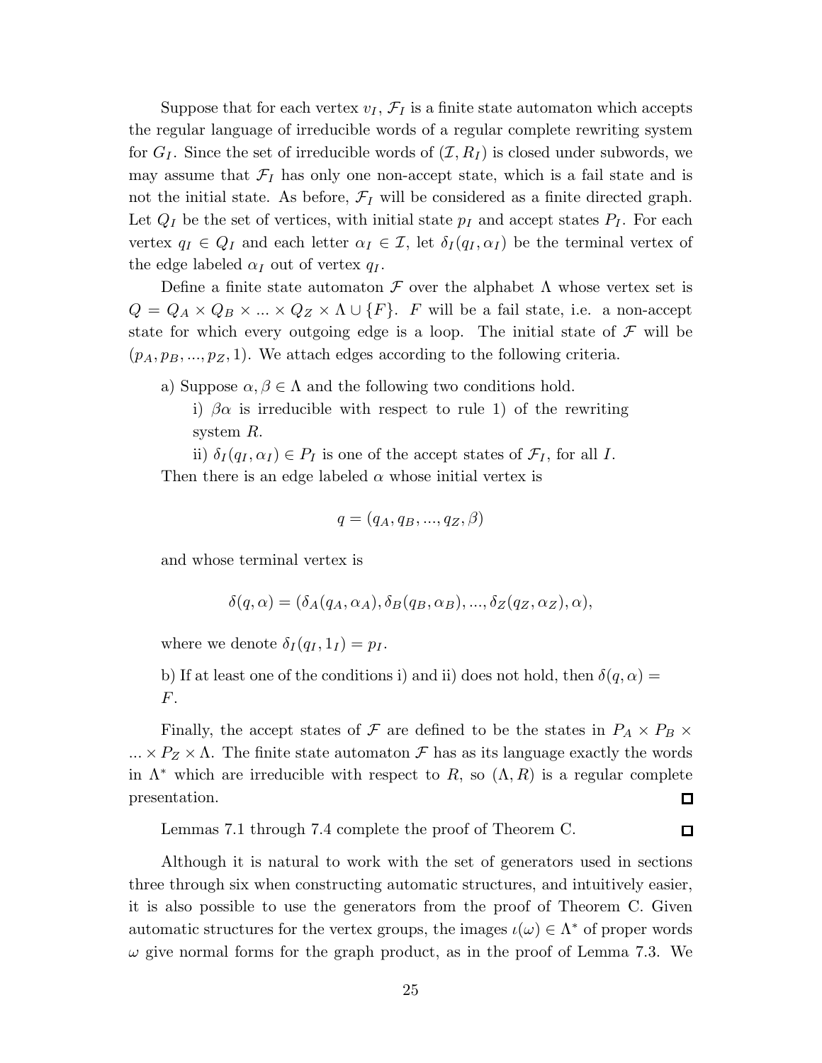Suppose that for each vertex $v_I$, $\mathcal{F}_I$ is a finite state automaton which accepts the regular language of irreducible words of a regular complete rewriting system for $G_I$. Since the set of irreducible words of $(\mathcal{I}, R_I)$ is closed under subwords, we may assume that $\mathcal{F}_I$ has only one non-accept state, which is a fail state and is not the initial state. As before, $\mathcal{F}_I$ will be considered as a finite directed graph. Let $Q_I$ be the set of vertices, with initial state $p_I$ and accept states $P_I$. For each vertex $q_I \in Q_I$ and each letter $\alpha_I \in \mathcal{I}$, let $\delta_I(q_I, \alpha_I)$ be the terminal vertex of the edge labeled $\alpha_I$ out of vertex $q_I$.

Define a finite state automaton $\mathcal{F}$ over the alphabet $\Lambda$ whose vertex set is $Q = Q_A \times Q_B \times ... \times Q_Z \times \Lambda \cup \{F\}$. $F$ will be a fail state, i.e. a non-accept state for which every outgoing edge is a loop. The initial state of $\mathcal{F}$ will be $(p_A, p_B, ..., p_Z, 1)$. We attach edges according to the following criteria.

a) Suppose $\alpha, \beta \in \Lambda$ and the following two conditions hold.

i) $\beta\alpha$ is irreducible with respect to rule 1) of the rewriting system $R$.

ii) $\delta_I(q_I, \alpha_I) \in P_I$ is one of the accept states of $\mathcal{F}_I$, for all $I$.

Then there is an edge labeled $\alpha$ whose initial vertex is

$$q = (q_A, q_B, ..., q_Z, \beta)$$

and whose terminal vertex is

$$\delta(q, \alpha) = (\delta_A(q_A, \alpha_A), \delta_B(q_B, \alpha_B), ..., \delta_Z(q_Z, \alpha_Z), \alpha),$$

where we denote $\delta_I(q_I, 1_I) = p_I$.

b) If at least one of the conditions i) and ii) does not hold, then $\delta(q, \alpha) = F$.

Finally, the accept states of $\mathcal{F}$ are defined to be the states in $P_A \times P_B \times ... \times P_Z \times \Lambda$. The finite state automaton $\mathcal{F}$ has as its language exactly the words in $\Lambda^*$ which are irreducible with respect to $R$, so $(\Lambda, R)$ is a regular complete presentation. $\square$

Lemmas 7.1 through 7.4 complete the proof of Theorem C. $\square$

Although it is natural to work with the set of generators used in sections three through six when constructing automatic structures, and intuitively easier, it is also possible to use the generators from the proof of Theorem C. Given automatic structures for the vertex groups, the images $\iota(\omega) \in \Lambda^*$ of proper words $\omega$ give normal forms for the graph product, as in the proof of Lemma 7.3. We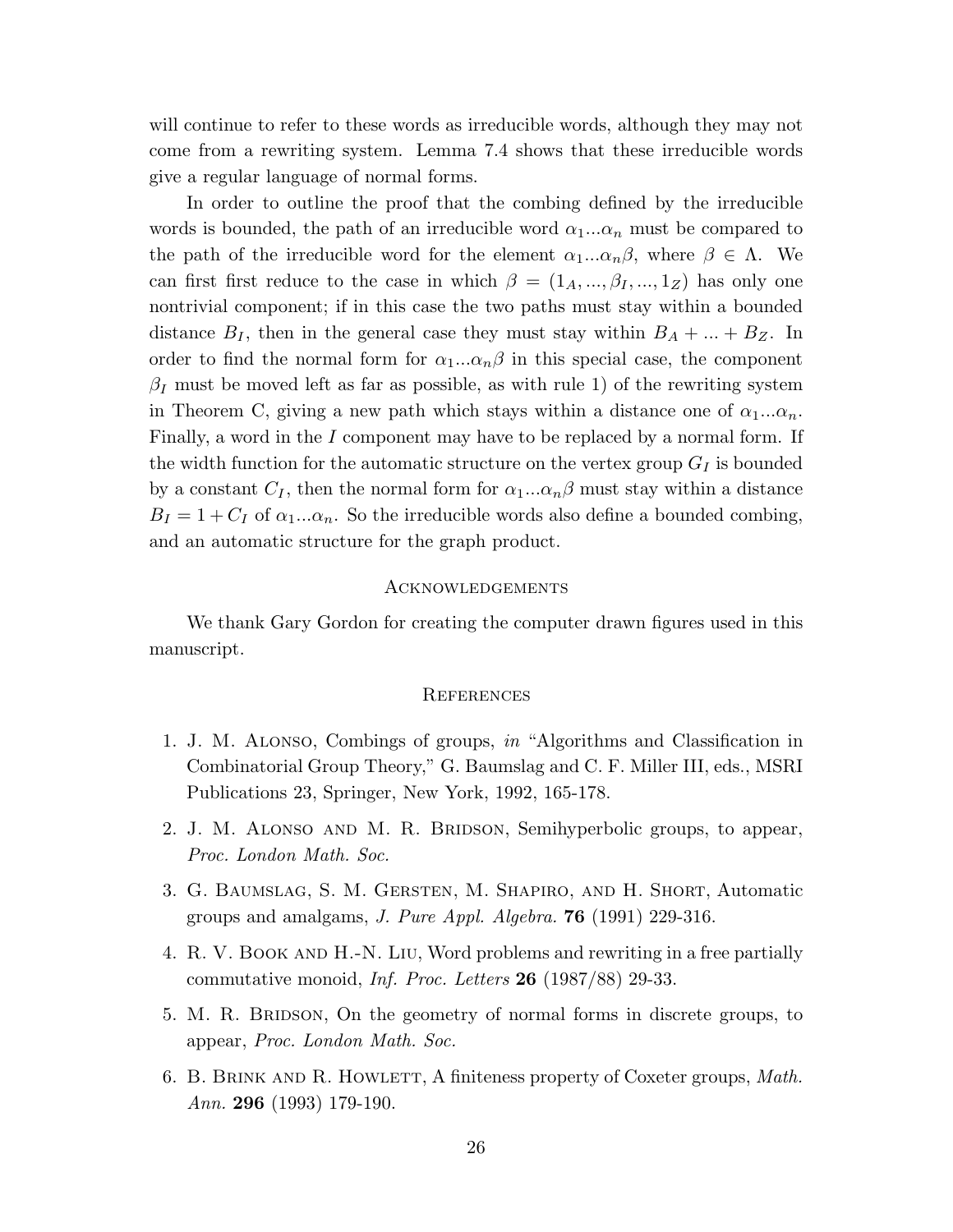will continue to refer to these words as irreducible words, although they may not come from a rewriting system. Lemma 7.4 shows that these irreducible words give a regular language of normal forms.

In order to outline the proof that the combing defined by the irreducible words is bounded, the path of an irreducible word $\alpha_1...\alpha_n$ must be compared to the path of the irreducible word for the element $\alpha_1...\alpha_n\beta$, where $\beta \in \Lambda$. We can first first reduce to the case in which $\beta = (1_A, ..., \beta_I, ..., 1_Z)$ has only one nontrivial component; if in this case the two paths must stay within a bounded distance $B_I$, then in the general case they must stay within $B_A + ... + B_Z$. In order to find the normal form for $\alpha_1...\alpha_n\beta$ in this special case, the component $\beta_I$ must be moved left as far as possible, as with rule 1) of the rewriting system in Theorem C, giving a new path which stays within a distance one of $\alpha_1...\alpha_n$. Finally, a word in the $I$ component may have to be replaced by a normal form. If the width function for the automatic structure on the vertex group $G_I$ is bounded by a constant $C_I$, then the normal form for $\alpha_1...\alpha_n\beta$ must stay within a distance $B_I = 1 + C_I$ of $\alpha_1...\alpha_n$. So the irreducible words also define a bounded combing, and an automatic structure for the graph product.

## Acknowledgements

We thank Gary Gordon for creating the computer drawn figures used in this manuscript.

## References

1. J. M. Alonso, Combings of groups, *in* "Algorithms and Classification in Combinatorial Group Theory," G. Baumslag and C. F. Miller III, eds., MSRI Publications 23, Springer, New York, 1992, 165-178.
2. J. M. Alonso and M. R. Bridson, Semihyperbolic groups, to appear, *Proc. London Math. Soc.*
3. G. Baumslag, S. M. Gersten, M. Shapiro, and H. Short, Automatic groups and amalgams, *J. Pure Appl. Algebra.* **76** (1991) 229-316.
4. R. V. Book and H.-N. Liu, Word problems and rewriting in a free partially commutative monoid, *Inf. Proc. Letters* **26** (1987/88) 29-33.
5. M. R. Bridson, On the geometry of normal forms in discrete groups, to appear, *Proc. London Math. Soc.*
6. B. Brink and R. Howlett, A finiteness property of Coxeter groups, *Math. Ann.* **296** (1993) 179-190.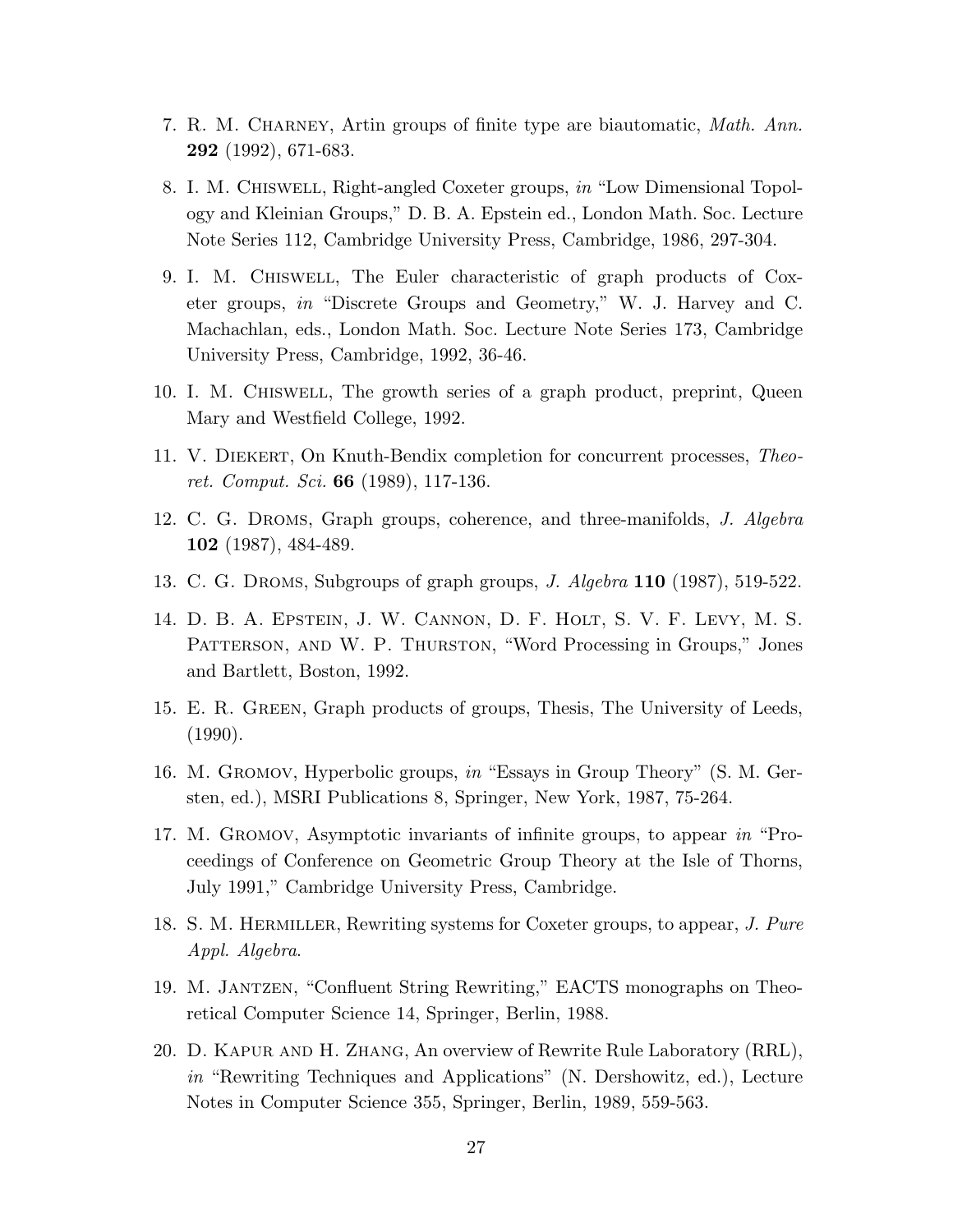7. R. M. Charney, Artin groups of finite type are biautomatic, *Math. Ann.* **292** (1992), 671-683.

8. I. M. Chiswell, Right-angled Coxeter groups, *in* "Low Dimensional Topology and Kleinian Groups," D. B. A. Epstein ed., London Math. Soc. Lecture Note Series 112, Cambridge University Press, Cambridge, 1986, 297-304.

9. I. M. Chiswell, The Euler characteristic of graph products of Coxeter groups, *in* "Discrete Groups and Geometry," W. J. Harvey and C. Machachlan, eds., London Math. Soc. Lecture Note Series 173, Cambridge University Press, Cambridge, 1992, 36-46.

10. I. M. Chiswell, The growth series of a graph product, preprint, Queen Mary and Westfield College, 1992.

11. V. Diekert, On Knuth-Bendix completion for concurrent processes, *Theoret. Comput. Sci.* **66** (1989), 117-136.

12. C. G. Droms, Graph groups, coherence, and three-manifolds, *J. Algebra* **102** (1987), 484-489.

13. C. G. Droms, Subgroups of graph groups, *J. Algebra* **110** (1987), 519-522.

14. D. B. A. Epstein, J. W. Cannon, D. F. Holt, S. V. F. Levy, M. S. Patterson, and W. P. Thurston, "Word Processing in Groups," Jones and Bartlett, Boston, 1992.

15. E. R. Green, Graph products of groups, Thesis, The University of Leeds, (1990).

16. M. Gromov, Hyperbolic groups, *in* "Essays in Group Theory" (S. M. Gersten, ed.), MSRI Publications 8, Springer, New York, 1987, 75-264.

17. M. Gromov, Asymptotic invariants of infinite groups, to appear *in* "Proceedings of Conference on Geometric Group Theory at the Isle of Thorns, July 1991," Cambridge University Press, Cambridge.

18. S. M. Hermiller, Rewriting systems for Coxeter groups, to appear, *J. Pure Appl. Algebra*.

19. M. Jantzen, "Confluent String Rewriting," EACTS monographs on Theoretical Computer Science 14, Springer, Berlin, 1988.

20. D. Kapur and H. Zhang, An overview of Rewrite Rule Laboratory (RRL), *in* "Rewriting Techniques and Applications" (N. Dershowitz, ed.), Lecture Notes in Computer Science 355, Springer, Berlin, 1989, 559-563.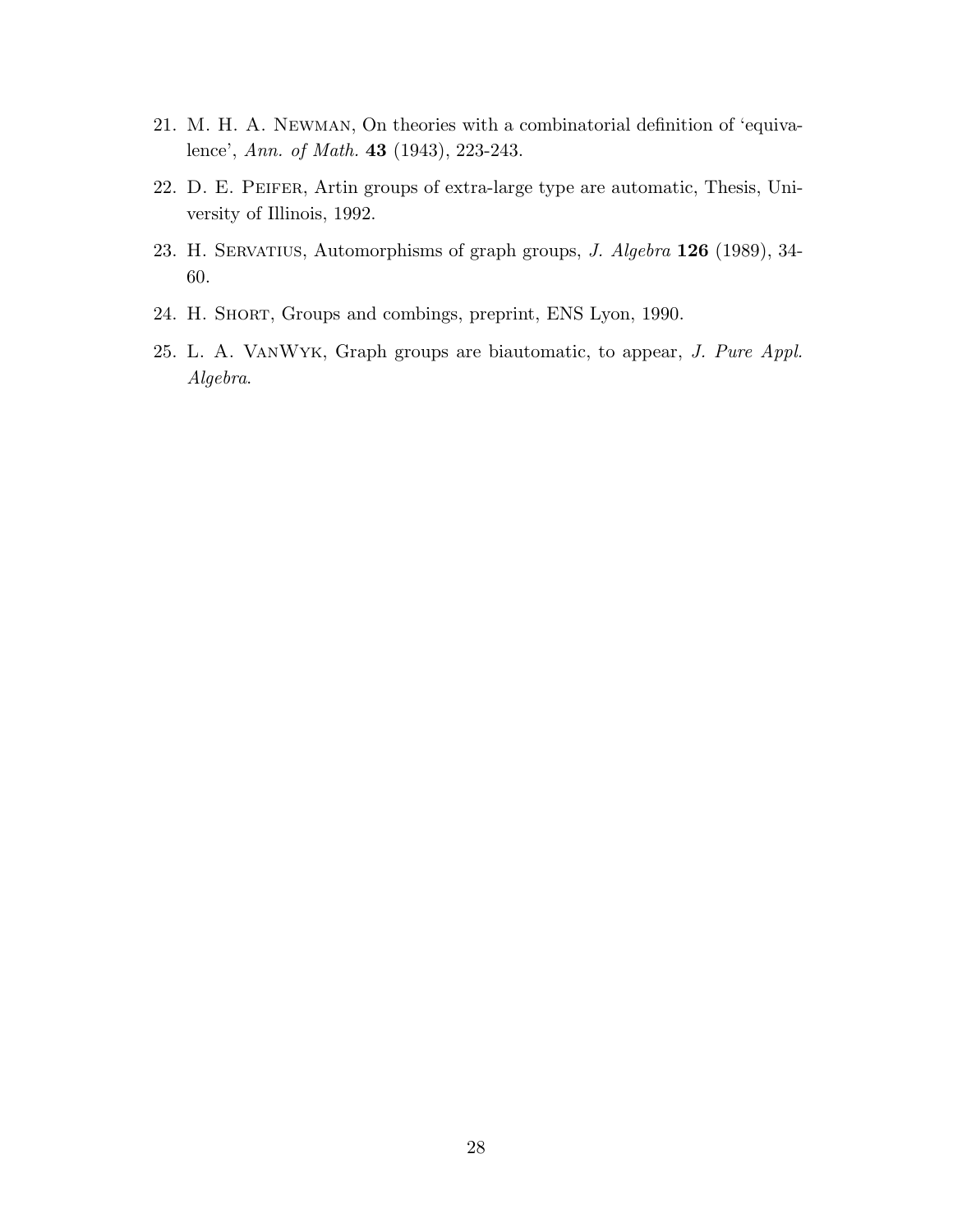21. M. H. A. Newman, On theories with a combinatorial definition of 'equivalence', *Ann. of Math.* **43** (1943), 223-243.

22. D. E. Peifer, Artin groups of extra-large type are automatic, Thesis, University of Illinois, 1992.

23. H. Servatius, Automorphisms of graph groups, *J. Algebra* **126** (1989), 34-60.

24. H. Short, Groups and combings, preprint, ENS Lyon, 1990.

25. L. A. VanWyk, Graph groups are biautomatic, to appear, *J. Pure Appl. Algebra*.